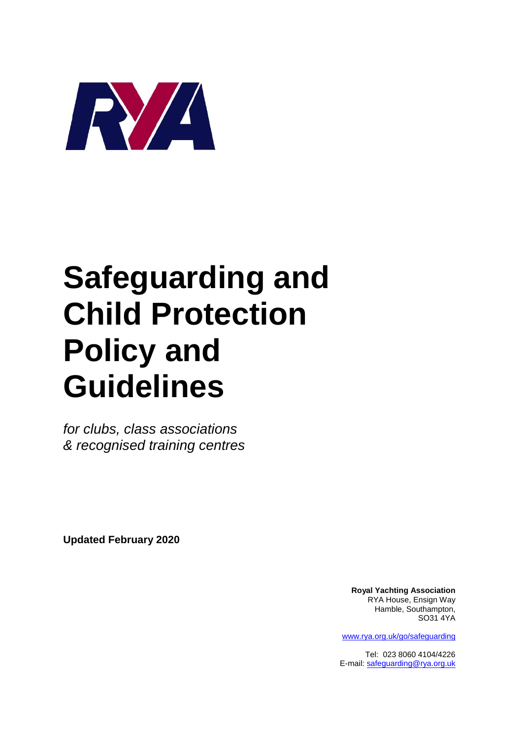# Safeguarding and Child Protection Policy and Guidelines

*for clubs, class associations & recognised training centres*

**Updated February 2020**

**Royal Yachting Association**
RYA House, Ensign Way
Hamble, Southampton,
SO31 4YA

www.rya.org.uk/go/safeguarding

Tel: 023 8060 4104/4226
E-mail: safeguarding@rya.org.uk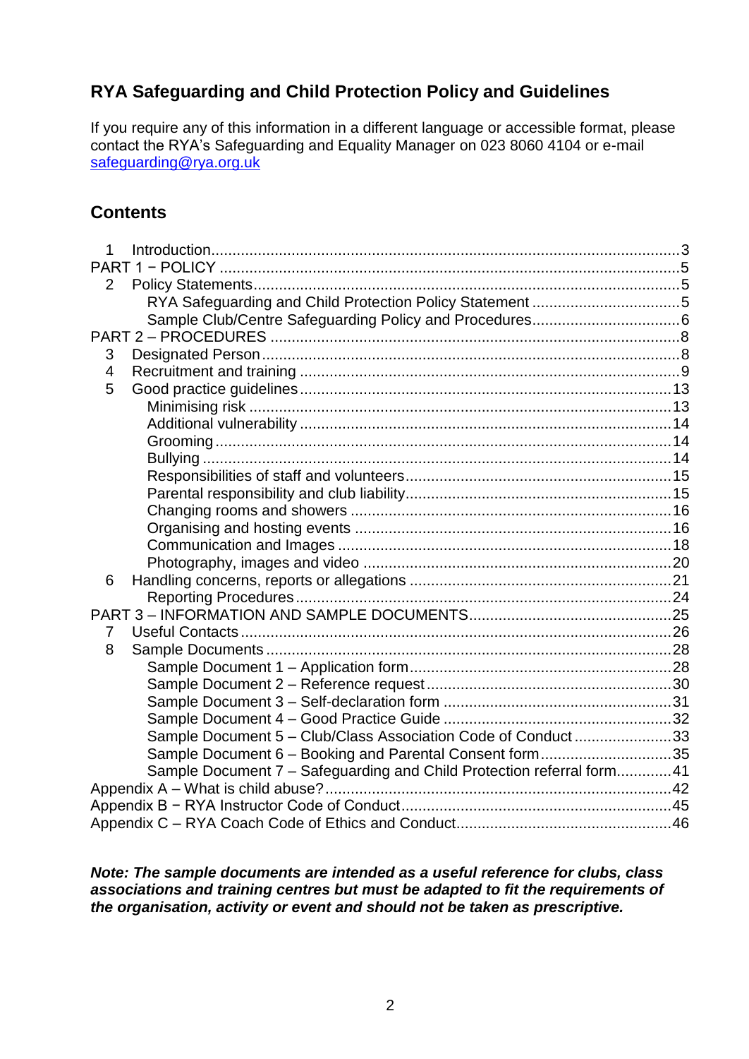## RYA Safeguarding and Child Protection Policy and Guidelines

If you require any of this information in a different language or accessible format, please contact the RYA's Safeguarding and Equality Manager on 023 8060 4104 or e-mail [safeguarding@rya.org.uk](mailto:safeguarding@rya.org.uk)

## Contents

1 Introduction.....3
PART 1 − POLICY.....5
2 Policy Statements.....5
  RYA Safeguarding and Child Protection Policy Statement.....5
  Sample Club/Centre Safeguarding Policy and Procedures.....6
PART 2 – PROCEDURES.....8
3 Designated Person.....8
4 Recruitment and training.....9
5 Good practice guidelines.....13
  Minimising risk.....13
  Additional vulnerability.....14
  Grooming.....14
  Bullying.....14
  Responsibilities of staff and volunteers.....15
  Parental responsibility and club liability.....15
  Changing rooms and showers.....16
  Organising and hosting events.....16
  Communication and Images.....18
  Photography, images and video.....20
6 Handling concerns, reports or allegations.....21
  Reporting Procedures.....24
PART 3 – INFORMATION AND SAMPLE DOCUMENTS.....25
7 Useful Contacts.....26
8 Sample Documents.....28
  Sample Document 1 – Application form.....28
  Sample Document 2 – Reference request.....30
  Sample Document 3 – Self-declaration form.....31
  Sample Document 4 – Good Practice Guide.....32
  Sample Document 5 – Club/Class Association Code of Conduct.....33
  Sample Document 6 – Booking and Parental Consent form.....35
  Sample Document 7 – Safeguarding and Child Protection referral form.....41
Appendix A – What is child abuse?.....42
Appendix B − RYA Instructor Code of Conduct.....45
Appendix C – RYA Coach Code of Ethics and Conduct.....46

***Note: The sample documents are intended as a useful reference for clubs, class associations and training centres but must be adapted to fit the requirements of the organisation, activity or event and should not be taken as prescriptive.***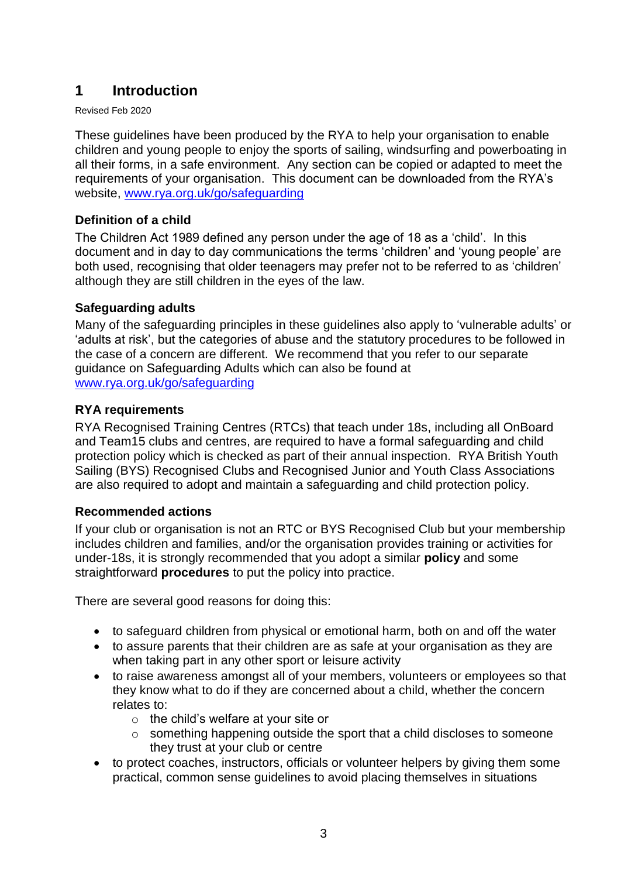# 1 Introduction

Revised Feb 2020

These guidelines have been produced by the RYA to help your organisation to enable children and young people to enjoy the sports of sailing, windsurfing and powerboating in all their forms, in a safe environment. Any section can be copied or adapted to meet the requirements of your organisation. This document can be downloaded from the RYA's website, [www.rya.org.uk/go/safeguarding](www.rya.org.uk/go/safeguarding)

### Definition of a child

The Children Act 1989 defined any person under the age of 18 as a 'child'. In this document and in day to day communications the terms 'children' and 'young people' are both used, recognising that older teenagers may prefer not to be referred to as 'children' although they are still children in the eyes of the law.

### Safeguarding adults

Many of the safeguarding principles in these guidelines also apply to 'vulnerable adults' or 'adults at risk', but the categories of abuse and the statutory procedures to be followed in the case of a concern are different. We recommend that you refer to our separate guidance on Safeguarding Adults which can also be found at [www.rya.org.uk/go/safeguarding](www.rya.org.uk/go/safeguarding)

### RYA requirements

RYA Recognised Training Centres (RTCs) that teach under 18s, including all OnBoard and Team15 clubs and centres, are required to have a formal safeguarding and child protection policy which is checked as part of their annual inspection. RYA British Youth Sailing (BYS) Recognised Clubs and Recognised Junior and Youth Class Associations are also required to adopt and maintain a safeguarding and child protection policy.

### Recommended actions

If your club or organisation is not an RTC or BYS Recognised Club but your membership includes children and families, and/or the organisation provides training or activities for under-18s, it is strongly recommended that you adopt a similar **policy** and some straightforward **procedures** to put the policy into practice.

There are several good reasons for doing this:

- to safeguard children from physical or emotional harm, both on and off the water
- to assure parents that their children are as safe at your organisation as they are when taking part in any other sport or leisure activity
- to raise awareness amongst all of your members, volunteers or employees so that they know what to do if they are concerned about a child, whether the concern relates to:
  - the child's welfare at your site or
  - something happening outside the sport that a child discloses to someone they trust at your club or centre
- to protect coaches, instructors, officials or volunteer helpers by giving them some practical, common sense guidelines to avoid placing themselves in situations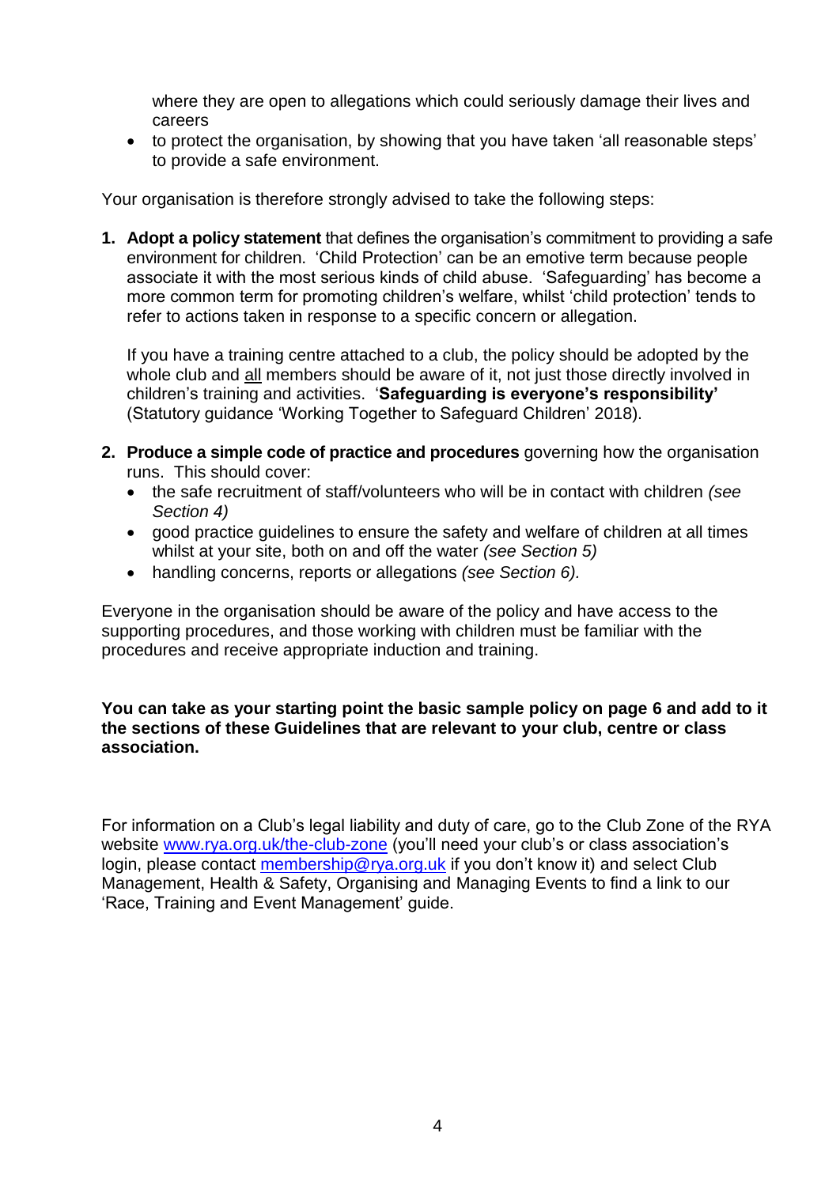where they are open to allegations which could seriously damage their lives and careers

- to protect the organisation, by showing that you have taken 'all reasonable steps' to provide a safe environment.

Your organisation is therefore strongly advised to take the following steps:

1. **Adopt a policy statement** that defines the organisation's commitment to providing a safe environment for children. 'Child Protection' can be an emotive term because people associate it with the most serious kinds of child abuse. 'Safeguarding' has become a more common term for promoting children's welfare, whilst 'child protection' tends to refer to actions taken in response to a specific concern or allegation.

   If you have a training centre attached to a club, the policy should be adopted by the whole club and all members should be aware of it, not just those directly involved in children's training and activities. '**Safeguarding is everyone's responsibility'** (Statutory guidance 'Working Together to Safeguard Children' 2018).

2. **Produce a simple code of practice and procedures** governing how the organisation runs. This should cover:
   - the safe recruitment of staff/volunteers who will be in contact with children *(see Section 4)*
   - good practice guidelines to ensure the safety and welfare of children at all times whilst at your site, both on and off the water *(see Section 5)*
   - handling concerns, reports or allegations *(see Section 6).*

Everyone in the organisation should be aware of the policy and have access to the supporting procedures, and those working with children must be familiar with the procedures and receive appropriate induction and training.

**You can take as your starting point the basic sample policy on page 6 and add to it the sections of these Guidelines that are relevant to your club, centre or class association.**

For information on a Club's legal liability and duty of care, go to the Club Zone of the RYA website [www.rya.org.uk/the-club-zone](http://www.rya.org.uk/the-club-zone) (you'll need your club's or class association's login, please contact [membership@rya.org.uk](mailto:membership@rya.org.uk) if you don't know it) and select Club Management, Health & Safety, Organising and Managing Events to find a link to our 'Race, Training and Event Management' guide.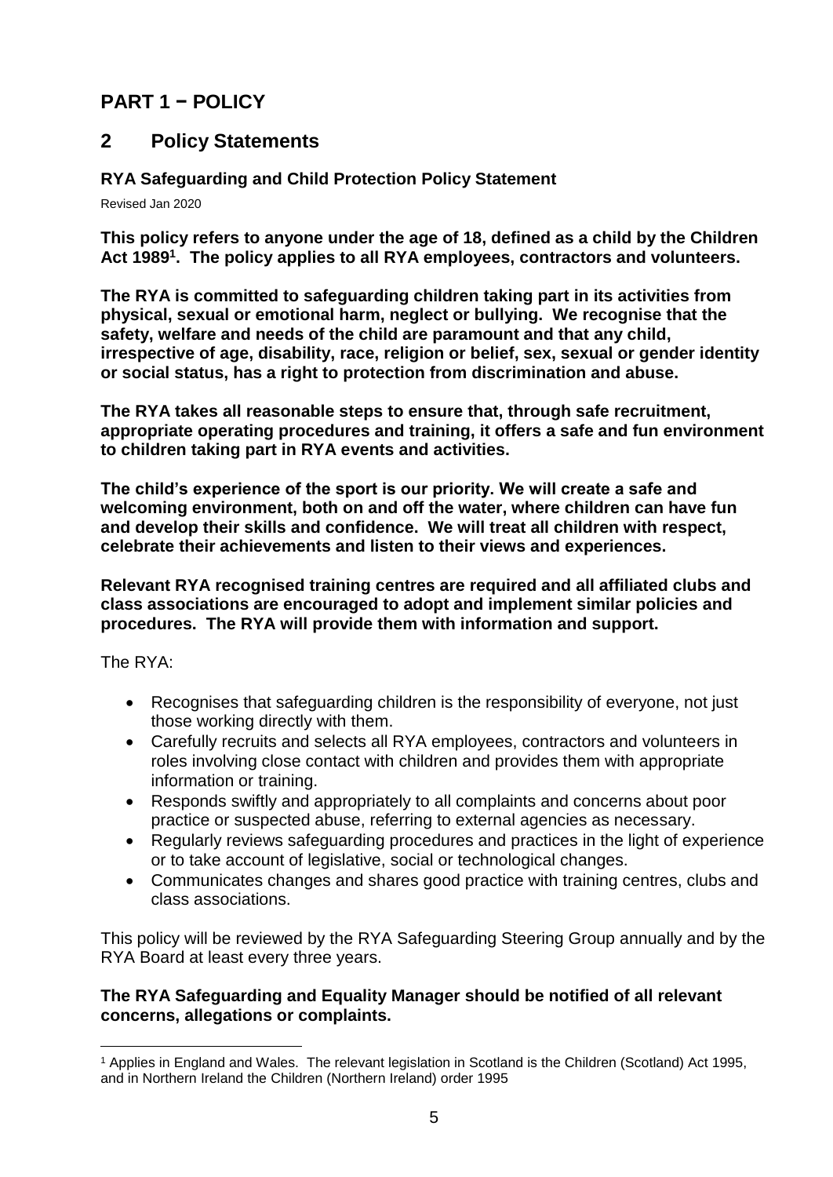# PART 1 − POLICY

## 2 Policy Statements

### RYA Safeguarding and Child Protection Policy Statement

Revised Jan 2020

**This policy refers to anyone under the age of 18, defined as a child by the Children Act 1989[1]. The policy applies to all RYA employees, contractors and volunteers.**

**The RYA is committed to safeguarding children taking part in its activities from physical, sexual or emotional harm, neglect or bullying. We recognise that the safety, welfare and needs of the child are paramount and that any child, irrespective of age, disability, race, religion or belief, sex, sexual or gender identity or social status, has a right to protection from discrimination and abuse.**

**The RYA takes all reasonable steps to ensure that, through safe recruitment, appropriate operating procedures and training, it offers a safe and fun environment to children taking part in RYA events and activities.**

**The child's experience of the sport is our priority. We will create a safe and welcoming environment, both on and off the water, where children can have fun and develop their skills and confidence. We will treat all children with respect, celebrate their achievements and listen to their views and experiences.**

**Relevant RYA recognised training centres are required and all affiliated clubs and class associations are encouraged to adopt and implement similar policies and procedures. The RYA will provide them with information and support.**

The RYA:

- Recognises that safeguarding children is the responsibility of everyone, not just those working directly with them.
- Carefully recruits and selects all RYA employees, contractors and volunteers in roles involving close contact with children and provides them with appropriate information or training.
- Responds swiftly and appropriately to all complaints and concerns about poor practice or suspected abuse, referring to external agencies as necessary.
- Regularly reviews safeguarding procedures and practices in the light of experience or to take account of legislative, social or technological changes.
- Communicates changes and shares good practice with training centres, clubs and class associations.

This policy will be reviewed by the RYA Safeguarding Steering Group annually and by the RYA Board at least every three years.

**The RYA Safeguarding and Equality Manager should be notified of all relevant concerns, allegations or complaints.**

---

[1] Applies in England and Wales. The relevant legislation in Scotland is the Children (Scotland) Act 1995, and in Northern Ireland the Children (Northern Ireland) order 1995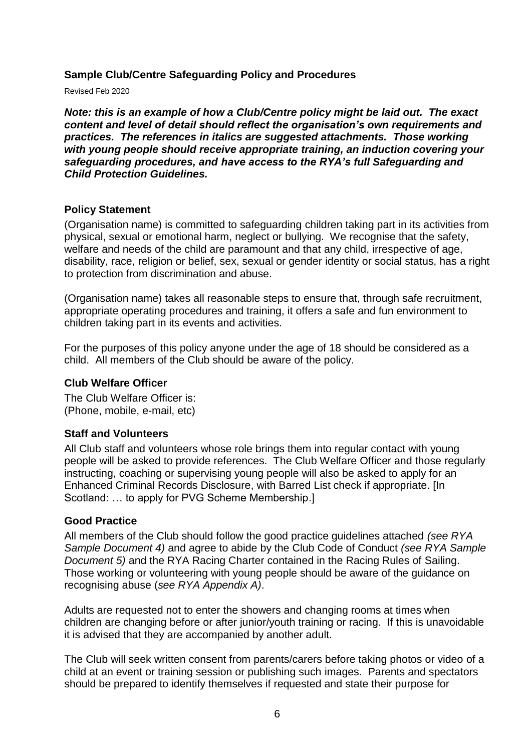## Sample Club/Centre Safeguarding Policy and Procedures

Revised Feb 2020

***Note: this is an example of how a Club/Centre policy might be laid out. The exact content and level of detail should reflect the organisation's own requirements and practices. The references in italics are suggested attachments. Those working with young people should receive appropriate training, an induction covering your safeguarding procedures, and have access to the RYA's full Safeguarding and Child Protection Guidelines.***

### Policy Statement

(Organisation name) is committed to safeguarding children taking part in its activities from physical, sexual or emotional harm, neglect or bullying. We recognise that the safety, welfare and needs of the child are paramount and that any child, irrespective of age, disability, race, religion or belief, sex, sexual or gender identity or social status, has a right to protection from discrimination and abuse.

(Organisation name) takes all reasonable steps to ensure that, through safe recruitment, appropriate operating procedures and training, it offers a safe and fun environment to children taking part in its events and activities.

For the purposes of this policy anyone under the age of 18 should be considered as a child. All members of the Club should be aware of the policy.

### Club Welfare Officer

The Club Welfare Officer is:
(Phone, mobile, e-mail, etc)

### Staff and Volunteers

All Club staff and volunteers whose role brings them into regular contact with young people will be asked to provide references. The Club Welfare Officer and those regularly instructing, coaching or supervising young people will also be asked to apply for an Enhanced Criminal Records Disclosure, with Barred List check if appropriate. [In Scotland: … to apply for PVG Scheme Membership.]

### Good Practice

All members of the Club should follow the good practice guidelines attached *(see RYA Sample Document 4)* and agree to abide by the Club Code of Conduct *(see RYA Sample Document 5)* and the RYA Racing Charter contained in the Racing Rules of Sailing. Those working or volunteering with young people should be aware of the guidance on recognising abuse (*see RYA Appendix A)*.

Adults are requested not to enter the showers and changing rooms at times when children are changing before or after junior/youth training or racing. If this is unavoidable it is advised that they are accompanied by another adult.

The Club will seek written consent from parents/carers before taking photos or video of a child at an event or training session or publishing such images. Parents and spectators should be prepared to identify themselves if requested and state their purpose for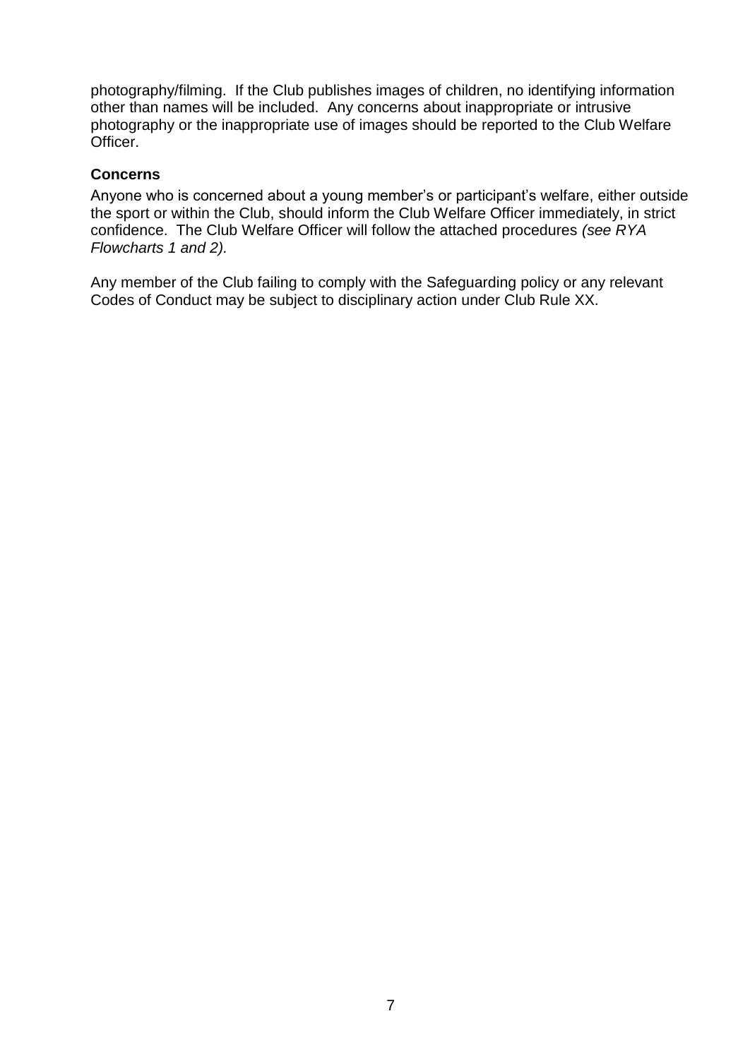photography/filming. If the Club publishes images of children, no identifying information other than names will be included. Any concerns about inappropriate or intrusive photography or the inappropriate use of images should be reported to the Club Welfare Officer.

**Concerns**

Anyone who is concerned about a young member's or participant's welfare, either outside the sport or within the Club, should inform the Club Welfare Officer immediately, in strict confidence. The Club Welfare Officer will follow the attached procedures *(see RYA Flowcharts 1 and 2).*

Any member of the Club failing to comply with the Safeguarding policy or any relevant Codes of Conduct may be subject to disciplinary action under Club Rule XX.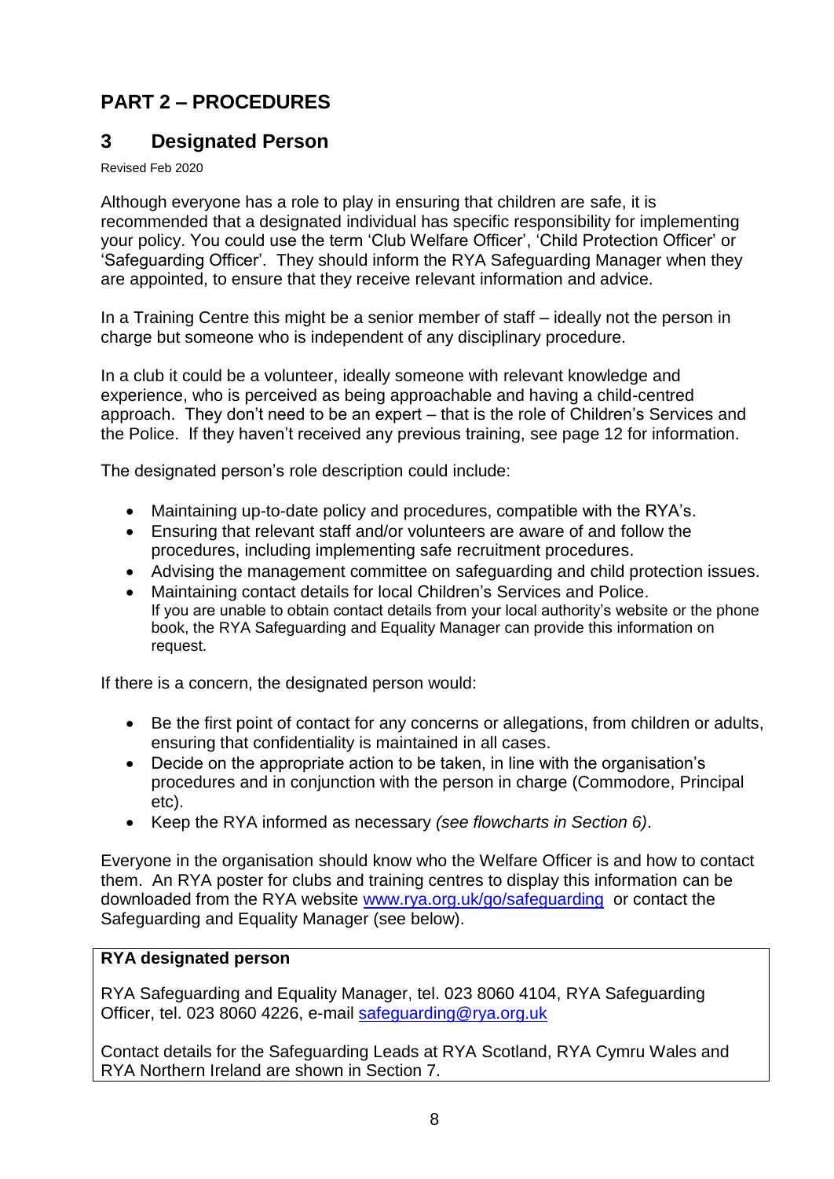# PART 2 – PROCEDURES

## 3 Designated Person

Revised Feb 2020

Although everyone has a role to play in ensuring that children are safe, it is recommended that a designated individual has specific responsibility for implementing your policy. You could use the term 'Club Welfare Officer', 'Child Protection Officer' or 'Safeguarding Officer'. They should inform the RYA Safeguarding Manager when they are appointed, to ensure that they receive relevant information and advice.

In a Training Centre this might be a senior member of staff – ideally not the person in charge but someone who is independent of any disciplinary procedure.

In a club it could be a volunteer, ideally someone with relevant knowledge and experience, who is perceived as being approachable and having a child-centred approach. They don't need to be an expert – that is the role of Children's Services and the Police. If they haven't received any previous training, see page 12 for information.

The designated person's role description could include:

- Maintaining up-to-date policy and procedures, compatible with the RYA's.
- Ensuring that relevant staff and/or volunteers are aware of and follow the procedures, including implementing safe recruitment procedures.
- Advising the management committee on safeguarding and child protection issues.
- Maintaining contact details for local Children's Services and Police.
  If you are unable to obtain contact details from your local authority's website or the phone book, the RYA Safeguarding and Equality Manager can provide this information on request.

If there is a concern, the designated person would:

- Be the first point of contact for any concerns or allegations, from children or adults, ensuring that confidentiality is maintained in all cases.
- Decide on the appropriate action to be taken, in line with the organisation's procedures and in conjunction with the person in charge (Commodore, Principal etc).
- Keep the RYA informed as necessary *(see flowcharts in Section 6)*.

Everyone in the organisation should know who the Welfare Officer is and how to contact them. An RYA poster for clubs and training centres to display this information can be downloaded from the RYA website www.rya.org.uk/go/safeguarding or contact the Safeguarding and Equality Manager (see below).

**RYA designated person**

RYA Safeguarding and Equality Manager, tel. 023 8060 4104, RYA Safeguarding Officer, tel. 023 8060 4226, e-mail safeguarding@rya.org.uk

Contact details for the Safeguarding Leads at RYA Scotland, RYA Cymru Wales and RYA Northern Ireland are shown in Section 7.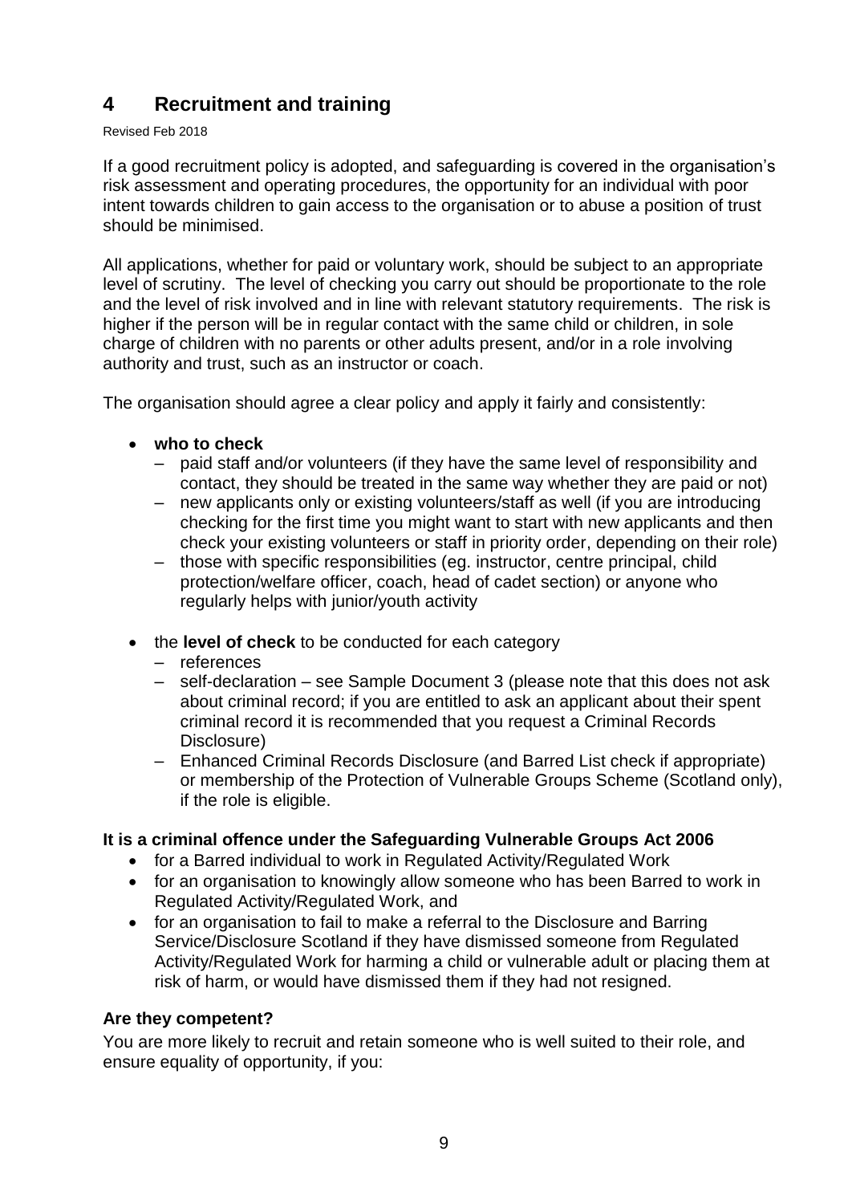# 4 Recruitment and training

Revised Feb 2018

If a good recruitment policy is adopted, and safeguarding is covered in the organisation's risk assessment and operating procedures, the opportunity for an individual with poor intent towards children to gain access to the organisation or to abuse a position of trust should be minimised.

All applications, whether for paid or voluntary work, should be subject to an appropriate level of scrutiny. The level of checking you carry out should be proportionate to the role and the level of risk involved and in line with relevant statutory requirements. The risk is higher if the person will be in regular contact with the same child or children, in sole charge of children with no parents or other adults present, and/or in a role involving authority and trust, such as an instructor or coach.

The organisation should agree a clear policy and apply it fairly and consistently:

- **who to check**
  - paid staff and/or volunteers (if they have the same level of responsibility and contact, they should be treated in the same way whether they are paid or not)
  - new applicants only or existing volunteers/staff as well (if you are introducing checking for the first time you might want to start with new applicants and then check your existing volunteers or staff in priority order, depending on their role)
  - those with specific responsibilities (eg. instructor, centre principal, child protection/welfare officer, coach, head of cadet section) or anyone who regularly helps with junior/youth activity
- the **level of check** to be conducted for each category
  - references
  - self-declaration – see Sample Document 3 (please note that this does not ask about criminal record; if you are entitled to ask an applicant about their spent criminal record it is recommended that you request a Criminal Records Disclosure)
  - Enhanced Criminal Records Disclosure (and Barred List check if appropriate) or membership of the Protection of Vulnerable Groups Scheme (Scotland only), if the role is eligible.

**It is a criminal offence under the Safeguarding Vulnerable Groups Act 2006**

- for a Barred individual to work in Regulated Activity/Regulated Work
- for an organisation to knowingly allow someone who has been Barred to work in Regulated Activity/Regulated Work, and
- for an organisation to fail to make a referral to the Disclosure and Barring Service/Disclosure Scotland if they have dismissed someone from Regulated Activity/Regulated Work for harming a child or vulnerable adult or placing them at risk of harm, or would have dismissed them if they had not resigned.

### Are they competent?

You are more likely to recruit and retain someone who is well suited to their role, and ensure equality of opportunity, if you: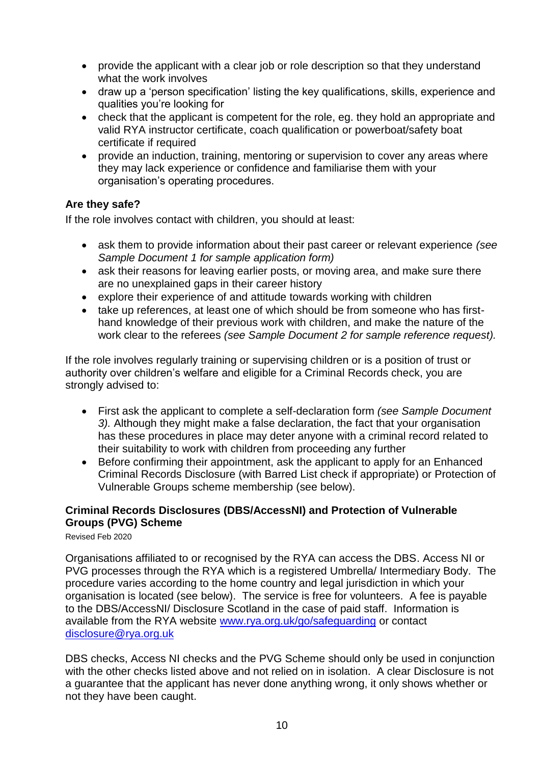- provide the applicant with a clear job or role description so that they understand what the work involves
- draw up a 'person specification' listing the key qualifications, skills, experience and qualities you're looking for
- check that the applicant is competent for the role, eg. they hold an appropriate and valid RYA instructor certificate, coach qualification or powerboat/safety boat certificate if required
- provide an induction, training, mentoring or supervision to cover any areas where they may lack experience or confidence and familiarise them with your organisation's operating procedures.

**Are they safe?**

If the role involves contact with children, you should at least:

- ask them to provide information about their past career or relevant experience *(see Sample Document 1 for sample application form)*
- ask their reasons for leaving earlier posts, or moving area, and make sure there are no unexplained gaps in their career history
- explore their experience of and attitude towards working with children
- take up references, at least one of which should be from someone who has first-hand knowledge of their previous work with children, and make the nature of the work clear to the referees *(see Sample Document 2 for sample reference request).*

If the role involves regularly training or supervising children or is a position of trust or authority over children's welfare and eligible for a Criminal Records check, you are strongly advised to:

- First ask the applicant to complete a self-declaration form *(see Sample Document 3).* Although they might make a false declaration, the fact that your organisation has these procedures in place may deter anyone with a criminal record related to their suitability to work with children from proceeding any further
- Before confirming their appointment, ask the applicant to apply for an Enhanced Criminal Records Disclosure (with Barred List check if appropriate) or Protection of Vulnerable Groups scheme membership (see below).

**Criminal Records Disclosures (DBS/AccessNI) and Protection of Vulnerable Groups (PVG) Scheme**

Revised Feb 2020

Organisations affiliated to or recognised by the RYA can access the DBS. Access NI or PVG processes through the RYA which is a registered Umbrella/ Intermediary Body. The procedure varies according to the home country and legal jurisdiction in which your organisation is located (see below). The service is free for volunteers. A fee is payable to the DBS/AccessNI/ Disclosure Scotland in the case of paid staff. Information is available from the RYA website www.rya.org.uk/go/safeguarding or contact disclosure@rya.org.uk

DBS checks, Access NI checks and the PVG Scheme should only be used in conjunction with the other checks listed above and not relied on in isolation. A clear Disclosure is not a guarantee that the applicant has never done anything wrong, it only shows whether or not they have been caught.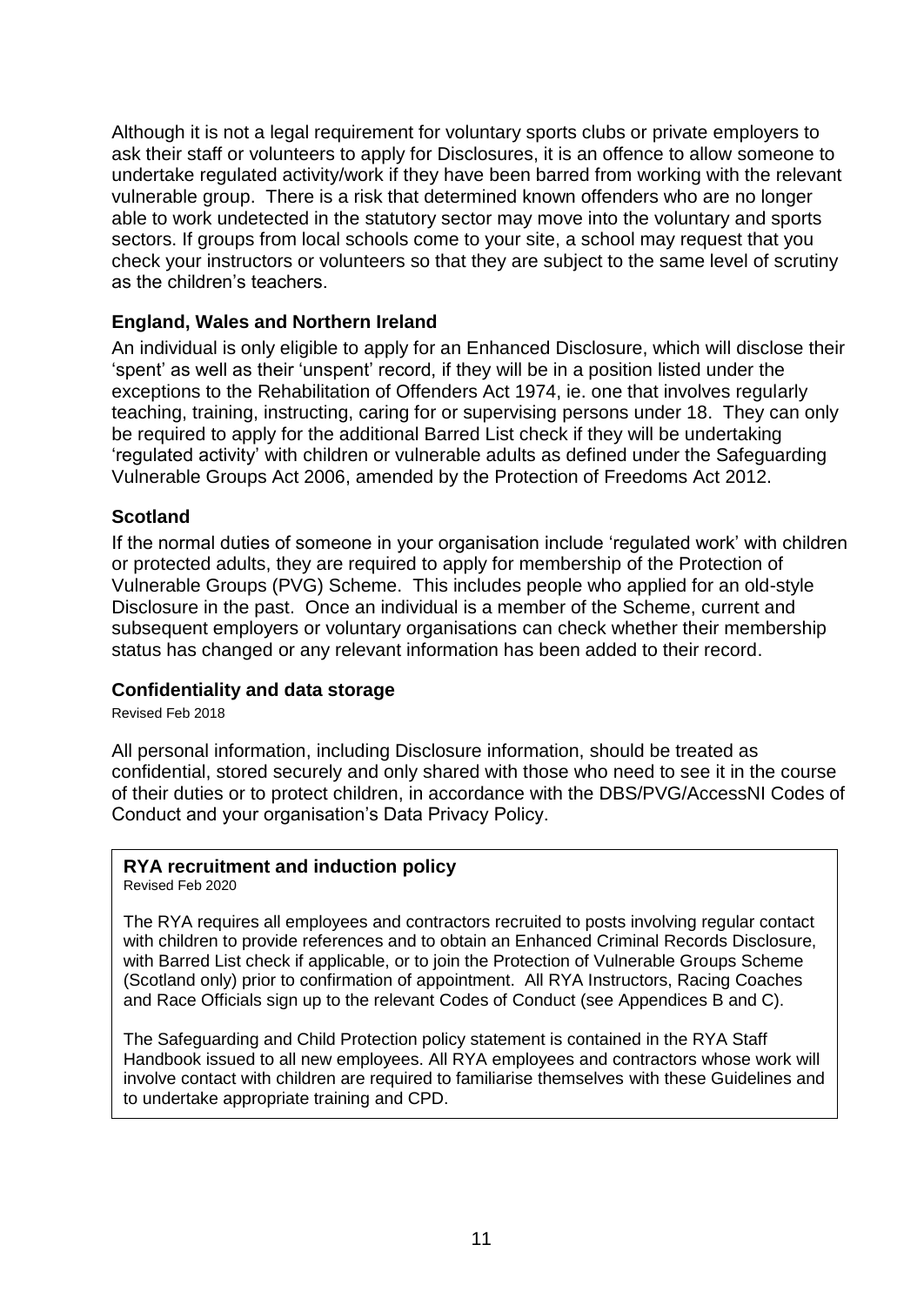Although it is not a legal requirement for voluntary sports clubs or private employers to ask their staff or volunteers to apply for Disclosures, it is an offence to allow someone to undertake regulated activity/work if they have been barred from working with the relevant vulnerable group. There is a risk that determined known offenders who are no longer able to work undetected in the statutory sector may move into the voluntary and sports sectors. If groups from local schools come to your site, a school may request that you check your instructors or volunteers so that they are subject to the same level of scrutiny as the children's teachers.

### England, Wales and Northern Ireland

An individual is only eligible to apply for an Enhanced Disclosure, which will disclose their 'spent' as well as their 'unspent' record, if they will be in a position listed under the exceptions to the Rehabilitation of Offenders Act 1974, ie. one that involves regularly teaching, training, instructing, caring for or supervising persons under 18. They can only be required to apply for the additional Barred List check if they will be undertaking 'regulated activity' with children or vulnerable adults as defined under the Safeguarding Vulnerable Groups Act 2006, amended by the Protection of Freedoms Act 2012.

### Scotland

If the normal duties of someone in your organisation include 'regulated work' with children or protected adults, they are required to apply for membership of the Protection of Vulnerable Groups (PVG) Scheme. This includes people who applied for an old-style Disclosure in the past. Once an individual is a member of the Scheme, current and subsequent employers or voluntary organisations can check whether their membership status has changed or any relevant information has been added to their record.

### Confidentiality and data storage

Revised Feb 2018

All personal information, including Disclosure information, should be treated as confidential, stored securely and only shared with those who need to see it in the course of their duties or to protect children, in accordance with the DBS/PVG/AccessNI Codes of Conduct and your organisation's Data Privacy Policy.

### RYA recruitment and induction policy

Revised Feb 2020

The RYA requires all employees and contractors recruited to posts involving regular contact with children to provide references and to obtain an Enhanced Criminal Records Disclosure, with Barred List check if applicable, or to join the Protection of Vulnerable Groups Scheme (Scotland only) prior to confirmation of appointment. All RYA Instructors, Racing Coaches and Race Officials sign up to the relevant Codes of Conduct (see Appendices B and C).

The Safeguarding and Child Protection policy statement is contained in the RYA Staff Handbook issued to all new employees. All RYA employees and contractors whose work will involve contact with children are required to familiarise themselves with these Guidelines and to undertake appropriate training and CPD.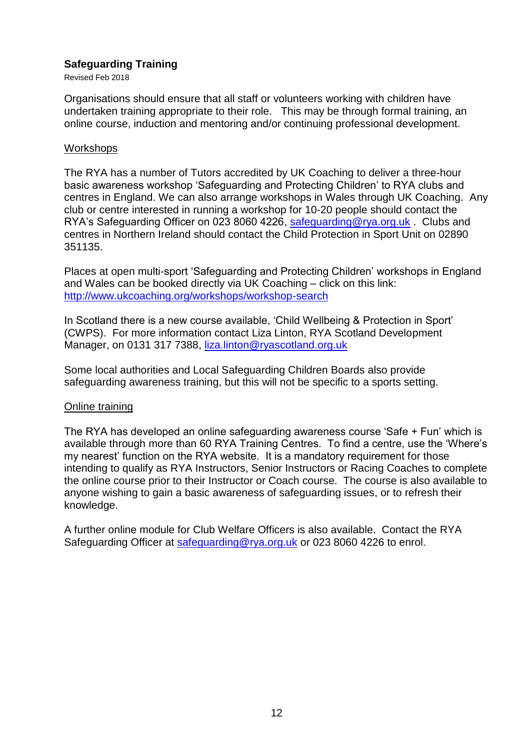## Safeguarding Training

Revised Feb 2018

Organisations should ensure that all staff or volunteers working with children have undertaken training appropriate to their role. This may be through formal training, an online course, induction and mentoring and/or continuing professional development.

### Workshops

The RYA has a number of Tutors accredited by UK Coaching to deliver a three-hour basic awareness workshop 'Safeguarding and Protecting Children' to RYA clubs and centres in England. We can also arrange workshops in Wales through UK Coaching. Any club or centre interested in running a workshop for 10-20 people should contact the RYA's Safeguarding Officer on 023 8060 4226, safeguarding@rya.org.uk . Clubs and centres in Northern Ireland should contact the Child Protection in Sport Unit on 02890 351135.

Places at open multi-sport 'Safeguarding and Protecting Children' workshops in England and Wales can be booked directly via UK Coaching – click on this link: http://www.ukcoaching.org/workshops/workshop-search

In Scotland there is a new course available, 'Child Wellbeing & Protection in Sport' (CWPS). For more information contact Liza Linton, RYA Scotland Development Manager, on 0131 317 7388, liza.linton@ryascotland.org.uk

Some local authorities and Local Safeguarding Children Boards also provide safeguarding awareness training, but this will not be specific to a sports setting.

### Online training

The RYA has developed an online safeguarding awareness course 'Safe + Fun' which is available through more than 60 RYA Training Centres. To find a centre, use the 'Where's my nearest' function on the RYA website. It is a mandatory requirement for those intending to qualify as RYA Instructors, Senior Instructors or Racing Coaches to complete the online course prior to their Instructor or Coach course. The course is also available to anyone wishing to gain a basic awareness of safeguarding issues, or to refresh their knowledge.

A further online module for Club Welfare Officers is also available. Contact the RYA Safeguarding Officer at safeguarding@rya.org.uk or 023 8060 4226 to enrol.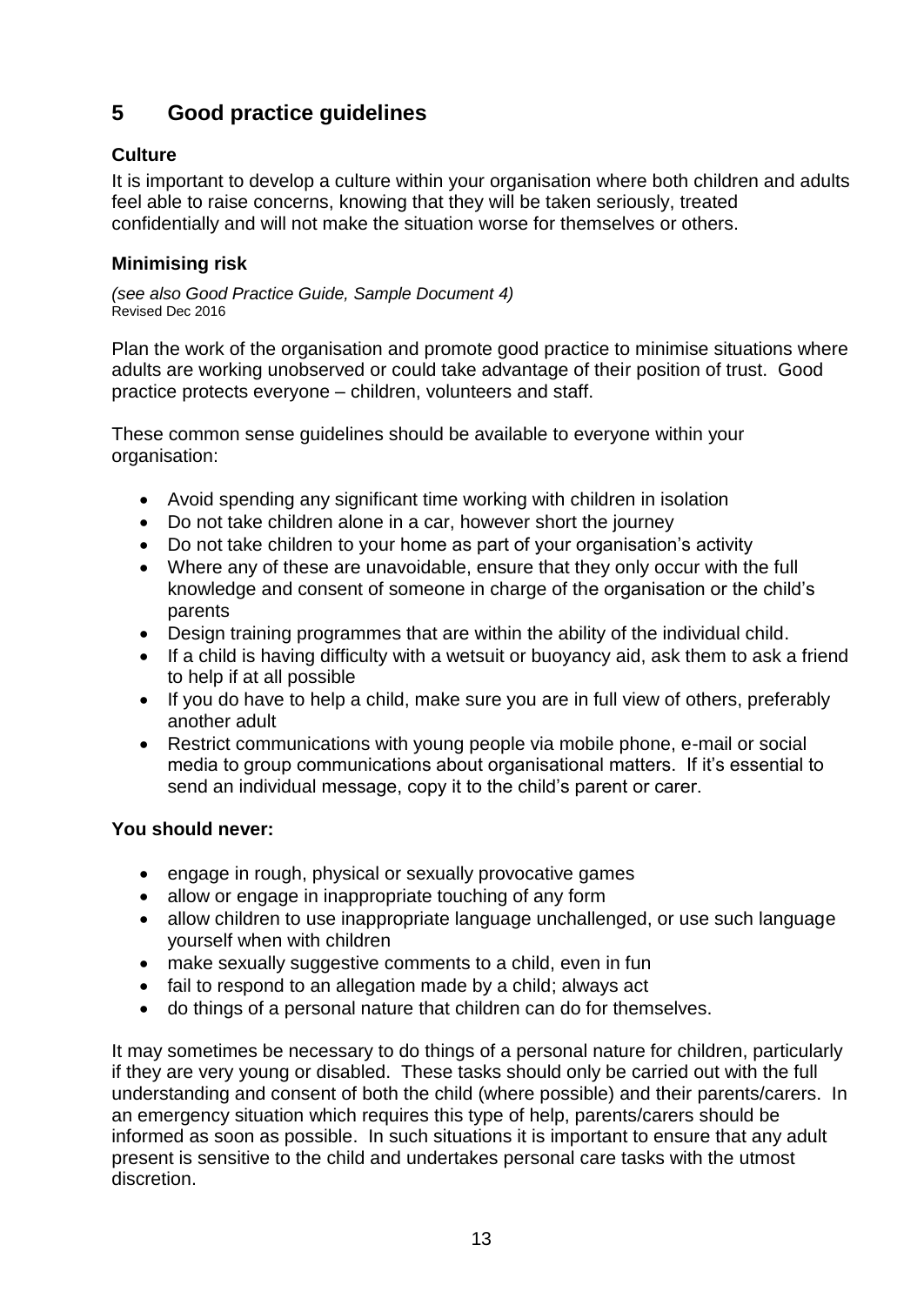## 5 Good practice guidelines

### Culture

It is important to develop a culture within your organisation where both children and adults feel able to raise concerns, knowing that they will be taken seriously, treated confidentially and will not make the situation worse for themselves or others.

### Minimising risk

*(see also Good Practice Guide, Sample Document 4)*
Revised Dec 2016

Plan the work of the organisation and promote good practice to minimise situations where adults are working unobserved or could take advantage of their position of trust. Good practice protects everyone – children, volunteers and staff.

These common sense guidelines should be available to everyone within your organisation:

- Avoid spending any significant time working with children in isolation
- Do not take children alone in a car, however short the journey
- Do not take children to your home as part of your organisation's activity
- Where any of these are unavoidable, ensure that they only occur with the full knowledge and consent of someone in charge of the organisation or the child's parents
- Design training programmes that are within the ability of the individual child.
- If a child is having difficulty with a wetsuit or buoyancy aid, ask them to ask a friend to help if at all possible
- If you do have to help a child, make sure you are in full view of others, preferably another adult
- Restrict communications with young people via mobile phone, e-mail or social media to group communications about organisational matters. If it's essential to send an individual message, copy it to the child's parent or carer.

**You should never:**

- engage in rough, physical or sexually provocative games
- allow or engage in inappropriate touching of any form
- allow children to use inappropriate language unchallenged, or use such language yourself when with children
- make sexually suggestive comments to a child, even in fun
- fail to respond to an allegation made by a child; always act
- do things of a personal nature that children can do for themselves.

It may sometimes be necessary to do things of a personal nature for children, particularly if they are very young or disabled. These tasks should only be carried out with the full understanding and consent of both the child (where possible) and their parents/carers. In an emergency situation which requires this type of help, parents/carers should be informed as soon as possible. In such situations it is important to ensure that any adult present is sensitive to the child and undertakes personal care tasks with the utmost discretion.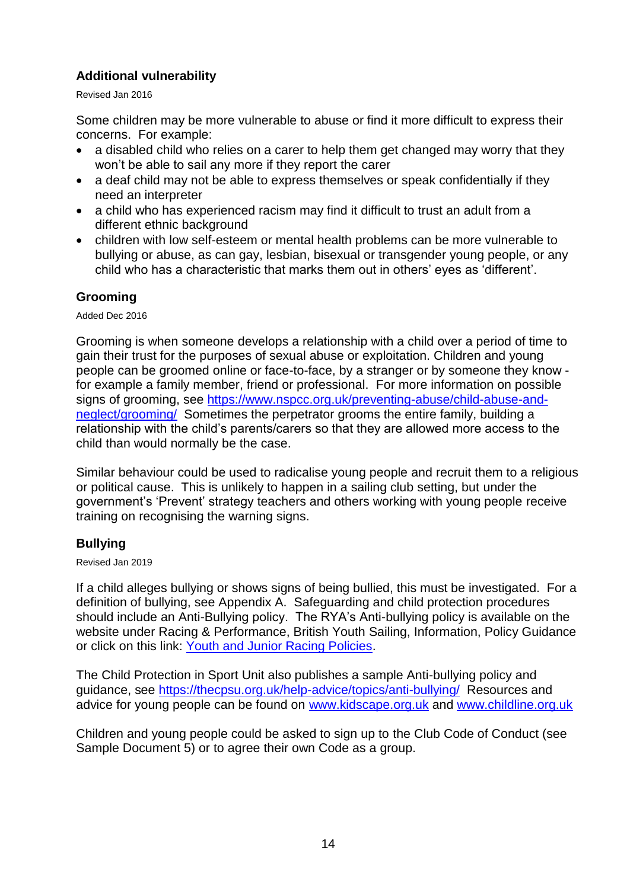### Additional vulnerability

Revised Jan 2016

Some children may be more vulnerable to abuse or find it more difficult to express their concerns. For example:

- a disabled child who relies on a carer to help them get changed may worry that they won't be able to sail any more if they report the carer
- a deaf child may not be able to express themselves or speak confidentially if they need an interpreter
- a child who has experienced racism may find it difficult to trust an adult from a different ethnic background
- children with low self-esteem or mental health problems can be more vulnerable to bullying or abuse, as can gay, lesbian, bisexual or transgender young people, or any child who has a characteristic that marks them out in others' eyes as 'different'.

### Grooming

Added Dec 2016

Grooming is when someone develops a relationship with a child over a period of time to gain their trust for the purposes of sexual abuse or exploitation. Children and young people can be groomed online or face-to-face, by a stranger or by someone they know - for example a family member, friend or professional. For more information on possible signs of grooming, see https://www.nspcc.org.uk/preventing-abuse/child-abuse-and-neglect/grooming/ Sometimes the perpetrator grooms the entire family, building a relationship with the child's parents/carers so that they are allowed more access to the child than would normally be the case.

Similar behaviour could be used to radicalise young people and recruit them to a religious or political cause. This is unlikely to happen in a sailing club setting, but under the government's 'Prevent' strategy teachers and others working with young people receive training on recognising the warning signs.

### Bullying

Revised Jan 2019

If a child alleges bullying or shows signs of being bullied, this must be investigated. For a definition of bullying, see Appendix A. Safeguarding and child protection procedures should include an Anti-Bullying policy. The RYA's Anti-bullying policy is available on the website under Racing & Performance, British Youth Sailing, Information, Policy Guidance or click on this link: Youth and Junior Racing Policies.

The Child Protection in Sport Unit also publishes a sample Anti-bullying policy and guidance, see https://thecpsu.org.uk/help-advice/topics/anti-bullying/ Resources and advice for young people can be found on www.kidscape.org.uk and www.childline.org.uk

Children and young people could be asked to sign up to the Club Code of Conduct (see Sample Document 5) or to agree their own Code as a group.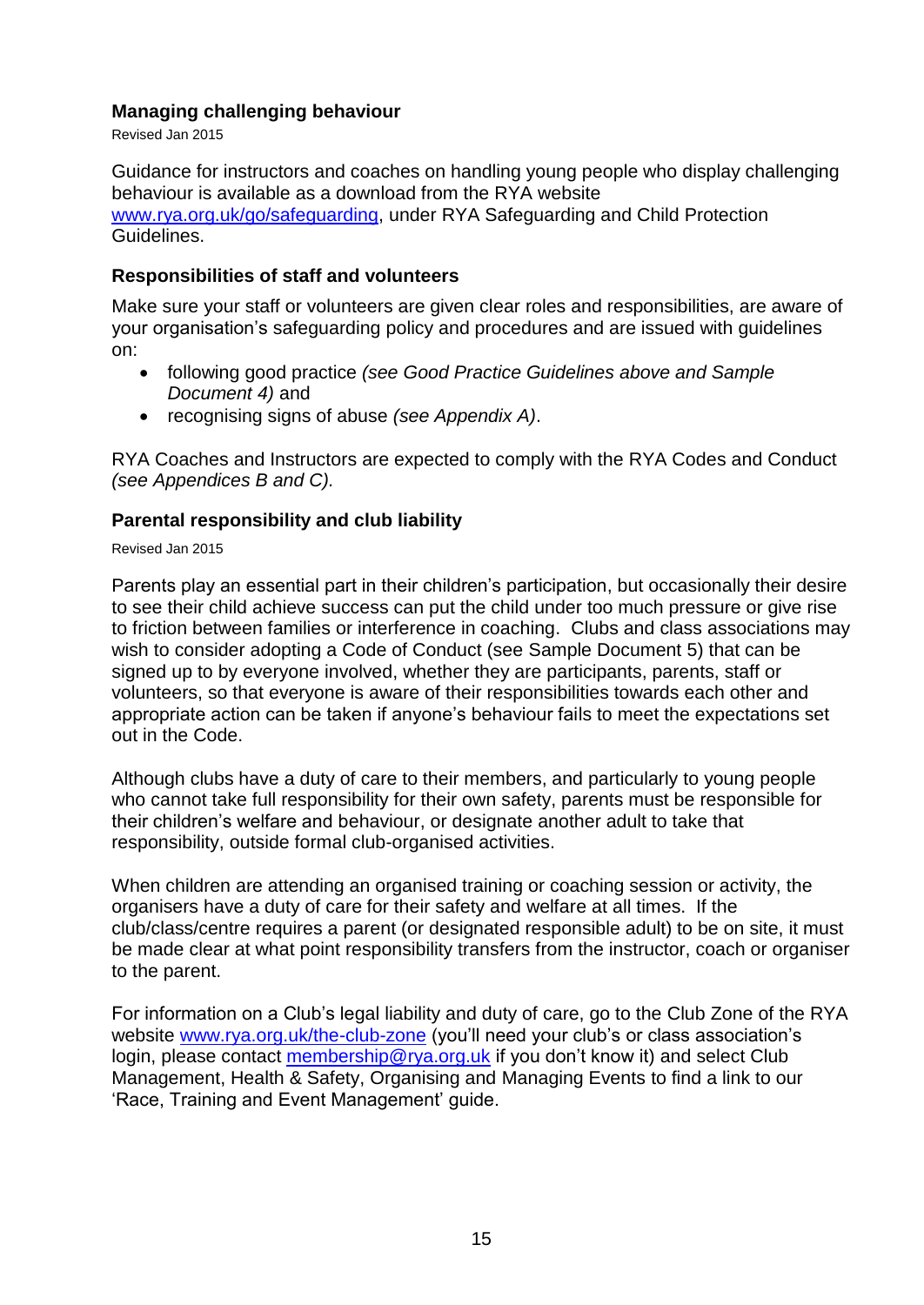### Managing challenging behaviour

Revised Jan 2015

Guidance for instructors and coaches on handling young people who display challenging behaviour is available as a download from the RYA website [www.rya.org.uk/go/safeguarding](www.rya.org.uk/go/safeguarding), under RYA Safeguarding and Child Protection Guidelines.

### Responsibilities of staff and volunteers

Make sure your staff or volunteers are given clear roles and responsibilities, are aware of your organisation's safeguarding policy and procedures and are issued with guidelines on:

- following good practice *(see Good Practice Guidelines above and Sample Document 4)* and
- recognising signs of abuse *(see Appendix A)*.

RYA Coaches and Instructors are expected to comply with the RYA Codes and Conduct *(see Appendices B and C).*

### Parental responsibility and club liability

Revised Jan 2015

Parents play an essential part in their children's participation, but occasionally their desire to see their child achieve success can put the child under too much pressure or give rise to friction between families or interference in coaching. Clubs and class associations may wish to consider adopting a Code of Conduct (see Sample Document 5) that can be signed up to by everyone involved, whether they are participants, parents, staff or volunteers, so that everyone is aware of their responsibilities towards each other and appropriate action can be taken if anyone's behaviour fails to meet the expectations set out in the Code.

Although clubs have a duty of care to their members, and particularly to young people who cannot take full responsibility for their own safety, parents must be responsible for their children's welfare and behaviour, or designate another adult to take that responsibility, outside formal club-organised activities.

When children are attending an organised training or coaching session or activity, the organisers have a duty of care for their safety and welfare at all times. If the club/class/centre requires a parent (or designated responsible adult) to be on site, it must be made clear at what point responsibility transfers from the instructor, coach or organiser to the parent.

For information on a Club's legal liability and duty of care, go to the Club Zone of the RYA website [www.rya.org.uk/the-club-zone](www.rya.org.uk/the-club-zone) (you'll need your club's or class association's login, please contact [membership@rya.org.uk](mailto:membership@rya.org.uk) if you don't know it) and select Club Management, Health & Safety, Organising and Managing Events to find a link to our 'Race, Training and Event Management' guide.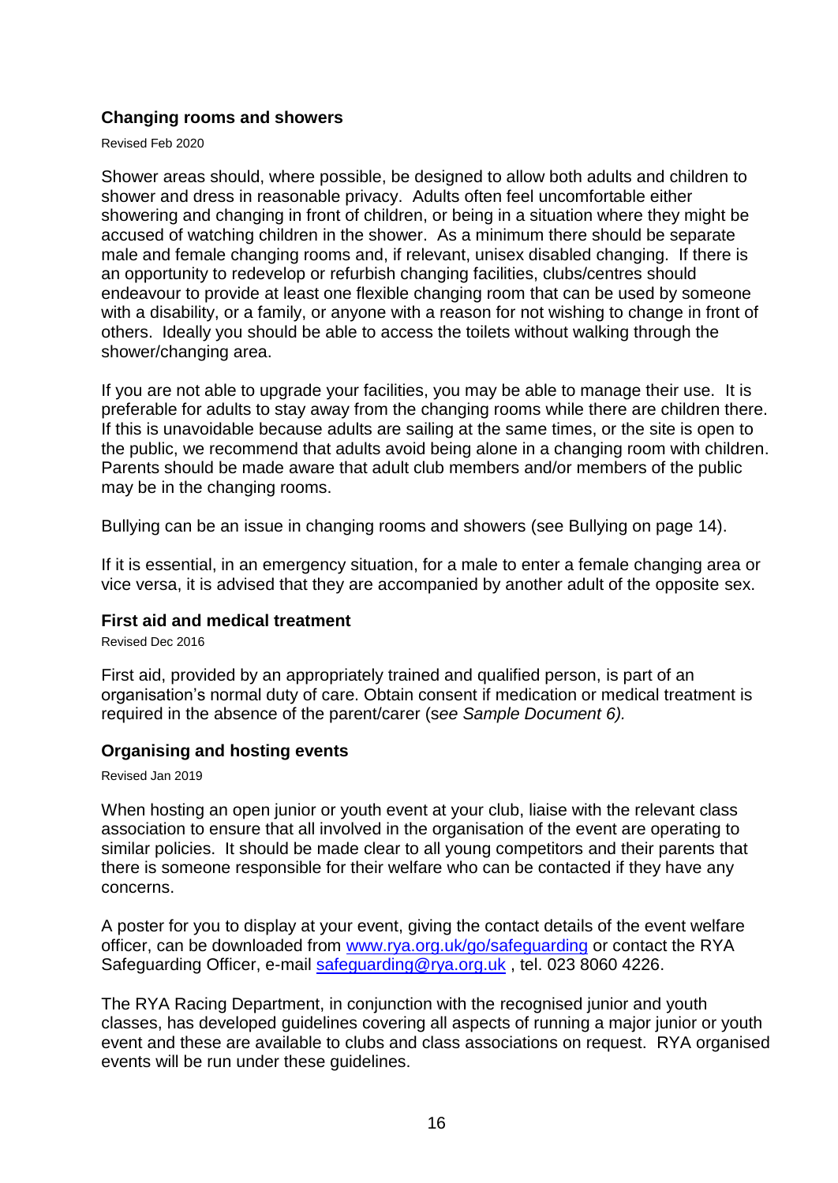### Changing rooms and showers

Revised Feb 2020

Shower areas should, where possible, be designed to allow both adults and children to shower and dress in reasonable privacy. Adults often feel uncomfortable either showering and changing in front of children, or being in a situation where they might be accused of watching children in the shower. As a minimum there should be separate male and female changing rooms and, if relevant, unisex disabled changing. If there is an opportunity to redevelop or refurbish changing facilities, clubs/centres should endeavour to provide at least one flexible changing room that can be used by someone with a disability, or a family, or anyone with a reason for not wishing to change in front of others. Ideally you should be able to access the toilets without walking through the shower/changing area.

If you are not able to upgrade your facilities, you may be able to manage their use. It is preferable for adults to stay away from the changing rooms while there are children there. If this is unavoidable because adults are sailing at the same times, or the site is open to the public, we recommend that adults avoid being alone in a changing room with children. Parents should be made aware that adult club members and/or members of the public may be in the changing rooms.

Bullying can be an issue in changing rooms and showers (see Bullying on page 14).

If it is essential, in an emergency situation, for a male to enter a female changing area or vice versa, it is advised that they are accompanied by another adult of the opposite sex.

### First aid and medical treatment

Revised Dec 2016

First aid, provided by an appropriately trained and qualified person, is part of an organisation's normal duty of care. Obtain consent if medication or medical treatment is required in the absence of the parent/carer (s*ee Sample Document 6).*

### Organising and hosting events

Revised Jan 2019

When hosting an open junior or youth event at your club, liaise with the relevant class association to ensure that all involved in the organisation of the event are operating to similar policies. It should be made clear to all young competitors and their parents that there is someone responsible for their welfare who can be contacted if they have any concerns.

A poster for you to display at your event, giving the contact details of the event welfare officer, can be downloaded from www.rya.org.uk/go/safeguarding or contact the RYA Safeguarding Officer, e-mail safeguarding@rya.org.uk , tel. 023 8060 4226.

The RYA Racing Department, in conjunction with the recognised junior and youth classes, has developed guidelines covering all aspects of running a major junior or youth event and these are available to clubs and class associations on request. RYA organised events will be run under these guidelines.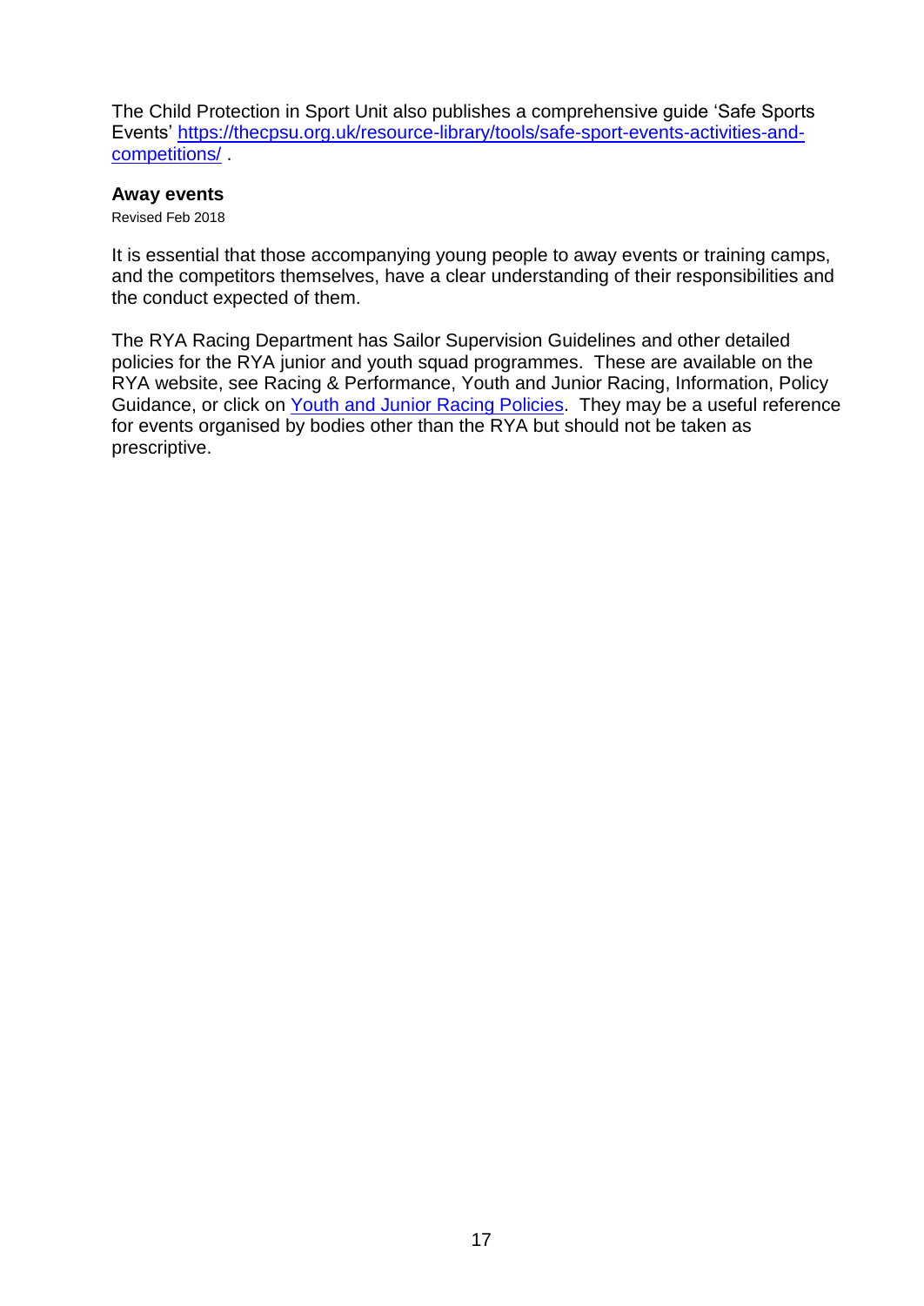The Child Protection in Sport Unit also publishes a comprehensive guide 'Safe Sports Events' [https://thecpsu.org.uk/resource-library/tools/safe-sport-events-activities-and-competitions/](https://thecpsu.org.uk/resource-library/tools/safe-sport-events-activities-and-competitions/) .

### Away events

Revised Feb 2018

It is essential that those accompanying young people to away events or training camps, and the competitors themselves, have a clear understanding of their responsibilities and the conduct expected of them.

The RYA Racing Department has Sailor Supervision Guidelines and other detailed policies for the RYA junior and youth squad programmes. These are available on the RYA website, see Racing & Performance, Youth and Junior Racing, Information, Policy Guidance, or click on Youth and Junior Racing Policies. They may be a useful reference for events organised by bodies other than the RYA but should not be taken as prescriptive.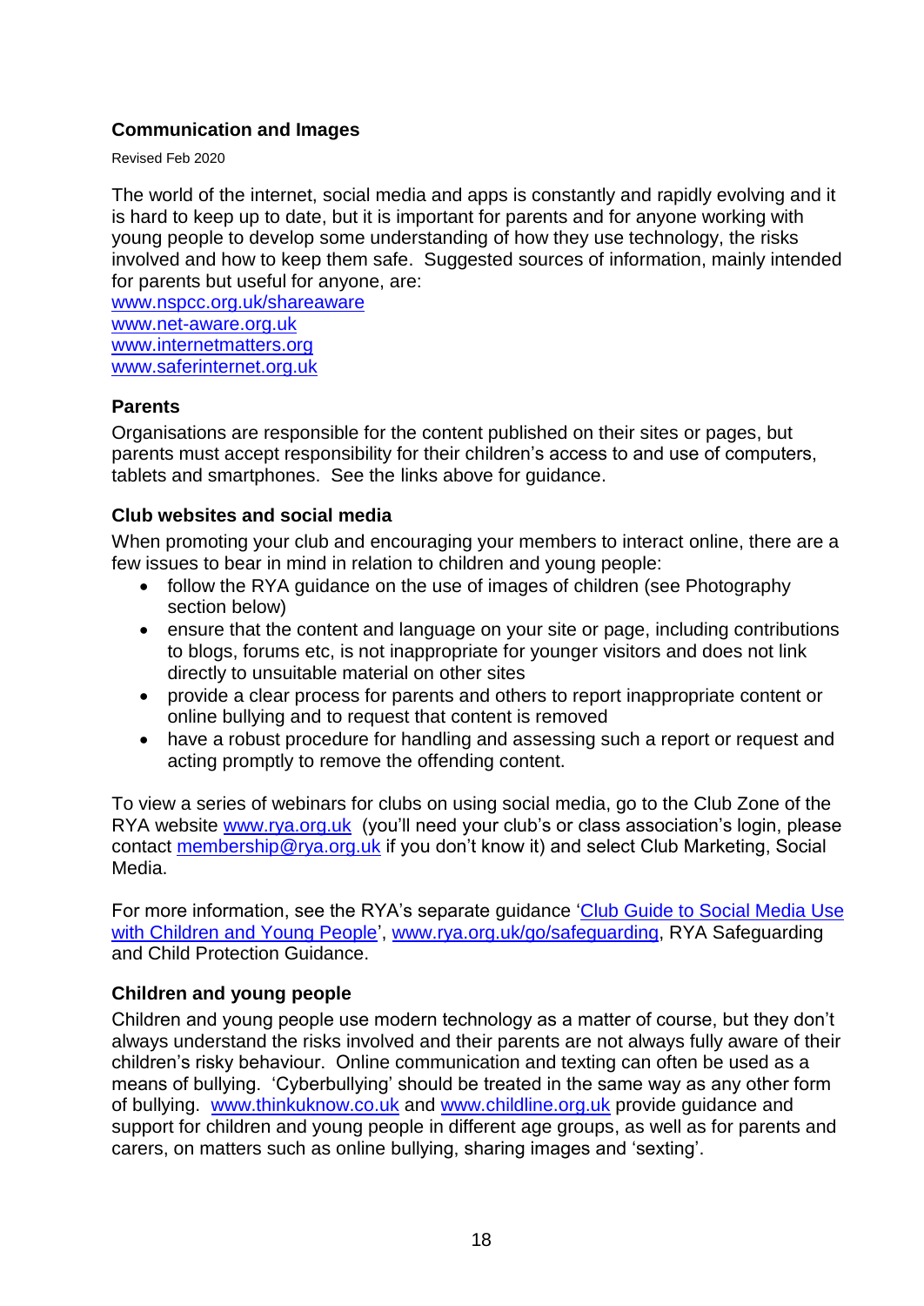## Communication and Images

Revised Feb 2020

The world of the internet, social media and apps is constantly and rapidly evolving and it is hard to keep up to date, but it is important for parents and for anyone working with young people to develop some understanding of how they use technology, the risks involved and how to keep them safe. Suggested sources of information, mainly intended for parents but useful for anyone, are:
www.nspcc.org.uk/shareaware
www.net-aware.org.uk
www.internetmatters.org
www.saferinternet.org.uk

### Parents

Organisations are responsible for the content published on their sites or pages, but parents must accept responsibility for their children's access to and use of computers, tablets and smartphones. See the links above for guidance.

### Club websites and social media

When promoting your club and encouraging your members to interact online, there are a few issues to bear in mind in relation to children and young people:

- follow the RYA guidance on the use of images of children (see Photography section below)
- ensure that the content and language on your site or page, including contributions to blogs, forums etc, is not inappropriate for younger visitors and does not link directly to unsuitable material on other sites
- provide a clear process for parents and others to report inappropriate content or online bullying and to request that content is removed
- have a robust procedure for handling and assessing such a report or request and acting promptly to remove the offending content.

To view a series of webinars for clubs on using social media, go to the Club Zone of the RYA website www.rya.org.uk (you'll need your club's or class association's login, please contact membership@rya.org.uk if you don't know it) and select Club Marketing, Social Media.

For more information, see the RYA's separate guidance 'Club Guide to Social Media Use with Children and Young People', www.rya.org.uk/go/safeguarding, RYA Safeguarding and Child Protection Guidance.

### Children and young people

Children and young people use modern technology as a matter of course, but they don't always understand the risks involved and their parents are not always fully aware of their children's risky behaviour. Online communication and texting can often be used as a means of bullying. 'Cyberbullying' should be treated in the same way as any other form of bullying. www.thinkuknow.co.uk and www.childline.org.uk provide guidance and support for children and young people in different age groups, as well as for parents and carers, on matters such as online bullying, sharing images and 'sexting'.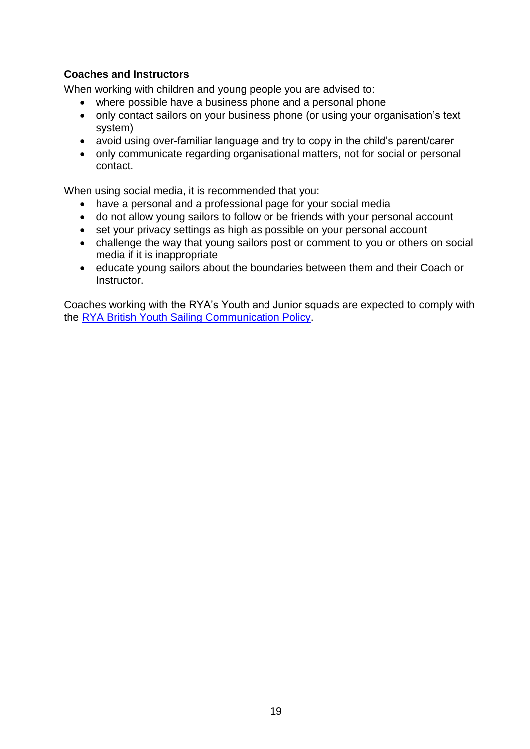**Coaches and Instructors**

When working with children and young people you are advised to:

- where possible have a business phone and a personal phone
- only contact sailors on your business phone (or using your organisation's text system)
- avoid using over-familiar language and try to copy in the child's parent/carer
- only communicate regarding organisational matters, not for social or personal contact.

When using social media, it is recommended that you:

- have a personal and a professional page for your social media
- do not allow young sailors to follow or be friends with your personal account
- set your privacy settings as high as possible on your personal account
- challenge the way that young sailors post or comment to you or others on social media if it is inappropriate
- educate young sailors about the boundaries between them and their Coach or Instructor.

Coaches working with the RYA's Youth and Junior squads are expected to comply with the RYA British Youth Sailing Communication Policy.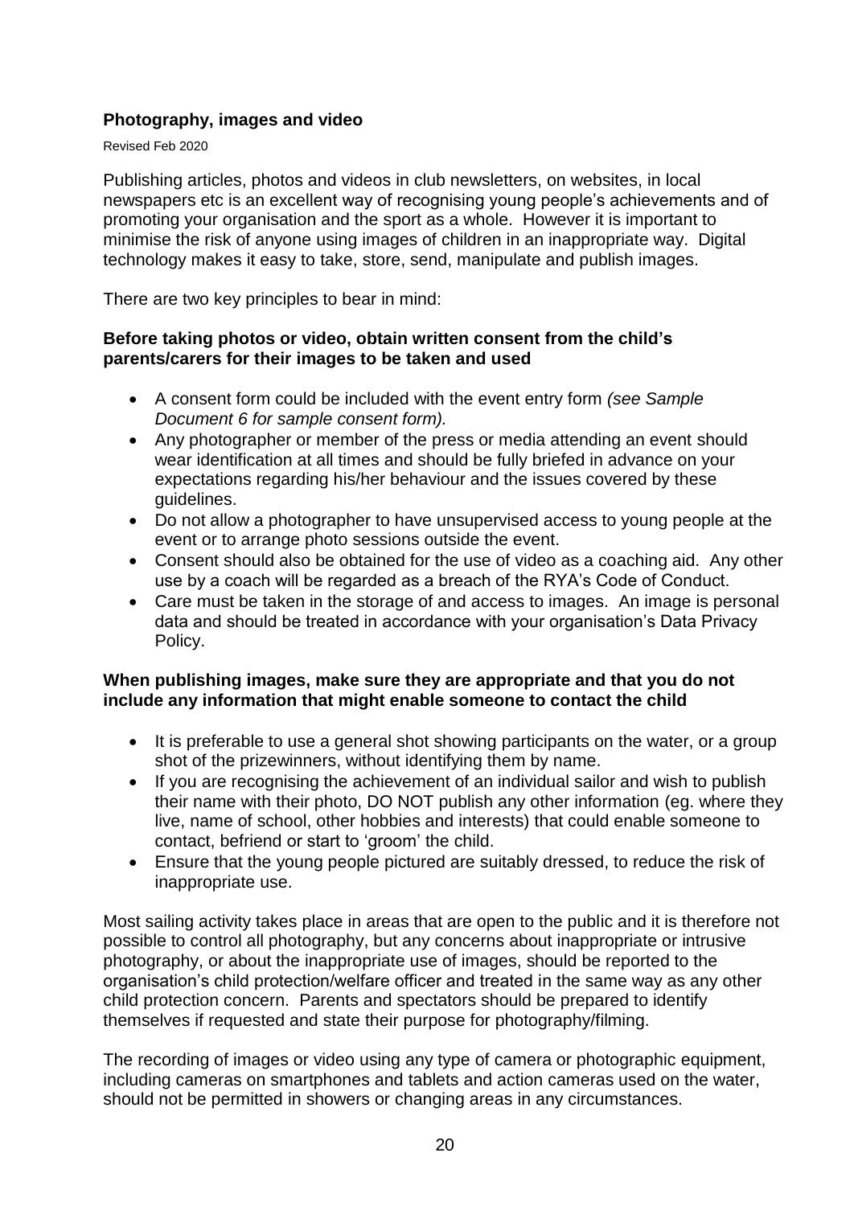## Photography, images and video

Revised Feb 2020

Publishing articles, photos and videos in club newsletters, on websites, in local newspapers etc is an excellent way of recognising young people's achievements and of promoting your organisation and the sport as a whole. However it is important to minimise the risk of anyone using images of children in an inappropriate way. Digital technology makes it easy to take, store, send, manipulate and publish images.

There are two key principles to bear in mind:

**Before taking photos or video, obtain written consent from the child's parents/carers for their images to be taken and used**

- A consent form could be included with the event entry form *(see Sample Document 6 for sample consent form).*
- Any photographer or member of the press or media attending an event should wear identification at all times and should be fully briefed in advance on your expectations regarding his/her behaviour and the issues covered by these guidelines.
- Do not allow a photographer to have unsupervised access to young people at the event or to arrange photo sessions outside the event.
- Consent should also be obtained for the use of video as a coaching aid. Any other use by a coach will be regarded as a breach of the RYA's Code of Conduct.
- Care must be taken in the storage of and access to images. An image is personal data and should be treated in accordance with your organisation's Data Privacy Policy.

**When publishing images, make sure they are appropriate and that you do not include any information that might enable someone to contact the child**

- It is preferable to use a general shot showing participants on the water, or a group shot of the prizewinners, without identifying them by name.
- If you are recognising the achievement of an individual sailor and wish to publish their name with their photo, DO NOT publish any other information (eg. where they live, name of school, other hobbies and interests) that could enable someone to contact, befriend or start to 'groom' the child.
- Ensure that the young people pictured are suitably dressed, to reduce the risk of inappropriate use.

Most sailing activity takes place in areas that are open to the public and it is therefore not possible to control all photography, but any concerns about inappropriate or intrusive photography, or about the inappropriate use of images, should be reported to the organisation's child protection/welfare officer and treated in the same way as any other child protection concern. Parents and spectators should be prepared to identify themselves if requested and state their purpose for photography/filming.

The recording of images or video using any type of camera or photographic equipment, including cameras on smartphones and tablets and action cameras used on the water, should not be permitted in showers or changing areas in any circumstances.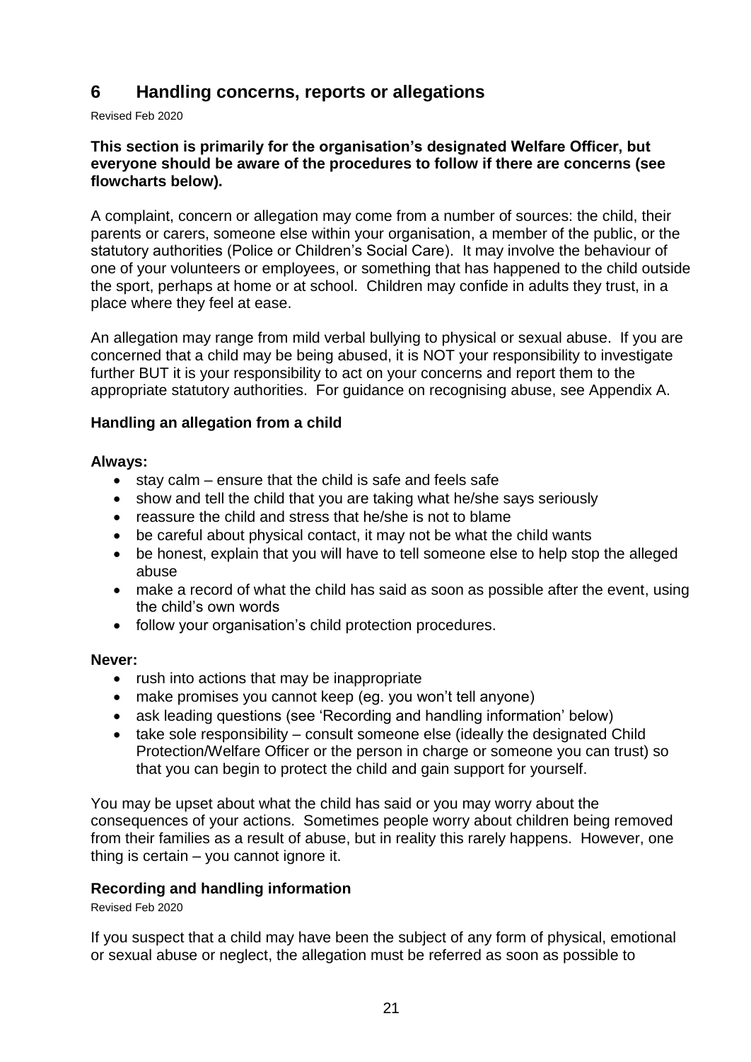## 6 Handling concerns, reports or allegations

Revised Feb 2020

**This section is primarily for the organisation's designated Welfare Officer, but everyone should be aware of the procedures to follow if there are concerns (see flowcharts below).**

A complaint, concern or allegation may come from a number of sources: the child, their parents or carers, someone else within your organisation, a member of the public, or the statutory authorities (Police or Children's Social Care). It may involve the behaviour of one of your volunteers or employees, or something that has happened to the child outside the sport, perhaps at home or at school. Children may confide in adults they trust, in a place where they feel at ease.

An allegation may range from mild verbal bullying to physical or sexual abuse. If you are concerned that a child may be being abused, it is NOT your responsibility to investigate further BUT it is your responsibility to act on your concerns and report them to the appropriate statutory authorities. For guidance on recognising abuse, see Appendix A.

### Handling an allegation from a child

**Always:**

- stay calm – ensure that the child is safe and feels safe
- show and tell the child that you are taking what he/she says seriously
- reassure the child and stress that he/she is not to blame
- be careful about physical contact, it may not be what the child wants
- be honest, explain that you will have to tell someone else to help stop the alleged abuse
- make a record of what the child has said as soon as possible after the event, using the child's own words
- follow your organisation's child protection procedures.

**Never:**

- rush into actions that may be inappropriate
- make promises you cannot keep (eg. you won't tell anyone)
- ask leading questions (see 'Recording and handling information' below)
- take sole responsibility – consult someone else (ideally the designated Child Protection/Welfare Officer or the person in charge or someone you can trust) so that you can begin to protect the child and gain support for yourself.

You may be upset about what the child has said or you may worry about the consequences of your actions. Sometimes people worry about children being removed from their families as a result of abuse, but in reality this rarely happens. However, one thing is certain – you cannot ignore it.

### Recording and handling information

Revised Feb 2020

If you suspect that a child may have been the subject of any form of physical, emotional or sexual abuse or neglect, the allegation must be referred as soon as possible to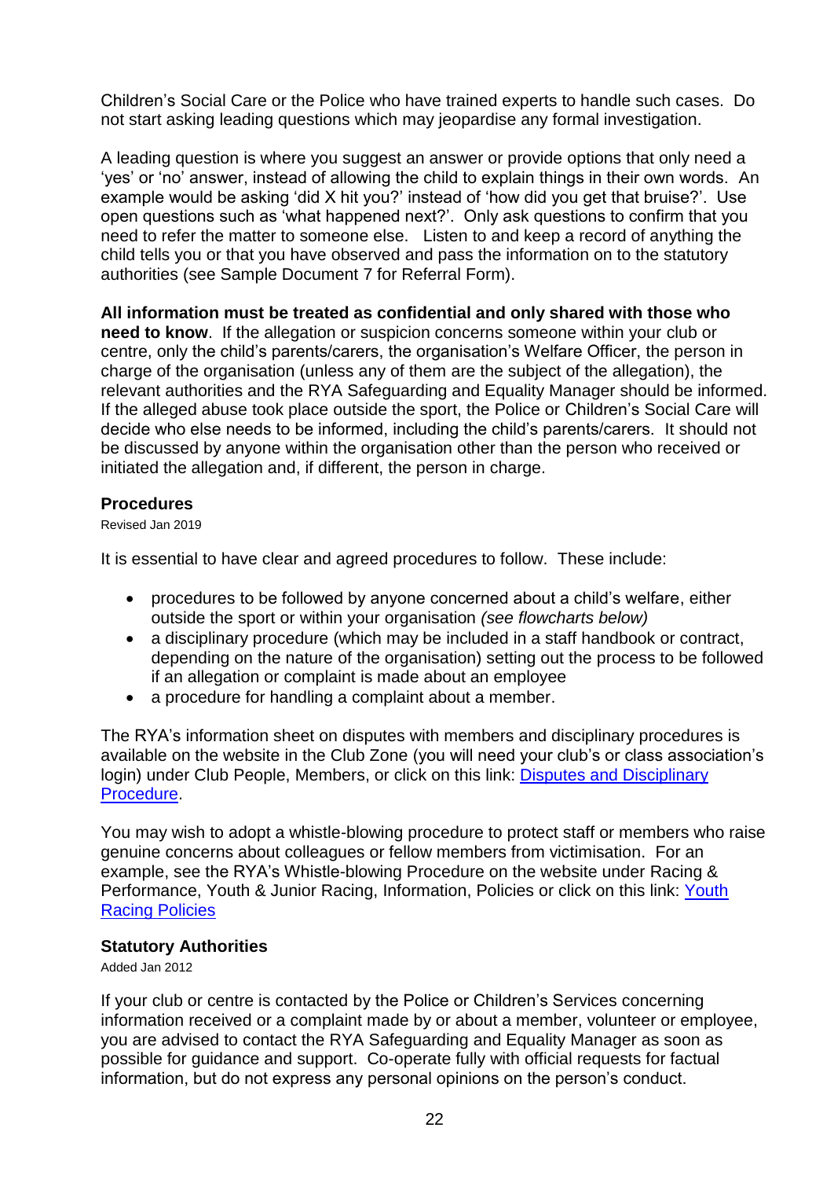Children's Social Care or the Police who have trained experts to handle such cases. Do not start asking leading questions which may jeopardise any formal investigation.

A leading question is where you suggest an answer or provide options that only need a 'yes' or 'no' answer, instead of allowing the child to explain things in their own words. An example would be asking 'did X hit you?' instead of 'how did you get that bruise?'. Use open questions such as 'what happened next?'. Only ask questions to confirm that you need to refer the matter to someone else. Listen to and keep a record of anything the child tells you or that you have observed and pass the information on to the statutory authorities (see Sample Document 7 for Referral Form).

**All information must be treated as confidential and only shared with those who need to know**. If the allegation or suspicion concerns someone within your club or centre, only the child's parents/carers, the organisation's Welfare Officer, the person in charge of the organisation (unless any of them are the subject of the allegation), the relevant authorities and the RYA Safeguarding and Equality Manager should be informed. If the alleged abuse took place outside the sport, the Police or Children's Social Care will decide who else needs to be informed, including the child's parents/carers. It should not be discussed by anyone within the organisation other than the person who received or initiated the allegation and, if different, the person in charge.

### Procedures

Revised Jan 2019

It is essential to have clear and agreed procedures to follow. These include:

- procedures to be followed by anyone concerned about a child's welfare, either outside the sport or within your organisation *(see flowcharts below)*
- a disciplinary procedure (which may be included in a staff handbook or contract, depending on the nature of the organisation) setting out the process to be followed if an allegation or complaint is made about an employee
- a procedure for handling a complaint about a member.

The RYA's information sheet on disputes with members and disciplinary procedures is available on the website in the Club Zone (you will need your club's or class association's login) under Club People, Members, or click on this link: Disputes and Disciplinary Procedure.

You may wish to adopt a whistle-blowing procedure to protect staff or members who raise genuine concerns about colleagues or fellow members from victimisation. For an example, see the RYA's Whistle-blowing Procedure on the website under Racing & Performance, Youth & Junior Racing, Information, Policies or click on this link: Youth Racing Policies

### Statutory Authorities

Added Jan 2012

If your club or centre is contacted by the Police or Children's Services concerning information received or a complaint made by or about a member, volunteer or employee, you are advised to contact the RYA Safeguarding and Equality Manager as soon as possible for guidance and support. Co-operate fully with official requests for factual information, but do not express any personal opinions on the person's conduct.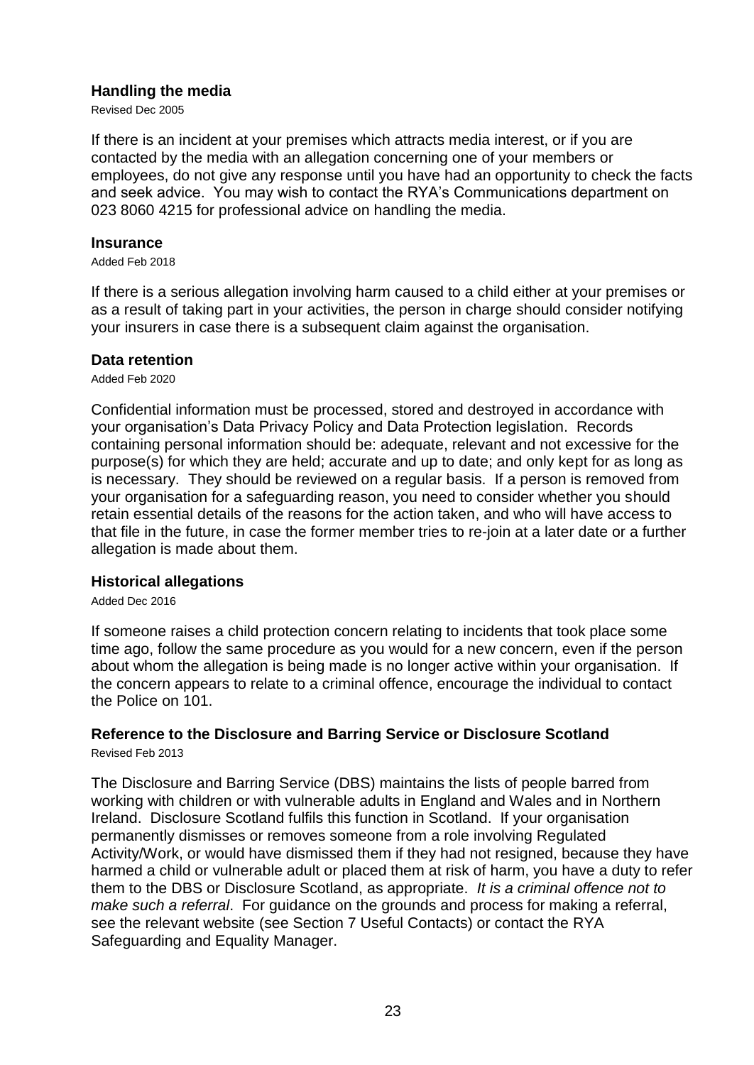### Handling the media

Revised Dec 2005

If there is an incident at your premises which attracts media interest, or if you are contacted by the media with an allegation concerning one of your members or employees, do not give any response until you have had an opportunity to check the facts and seek advice. You may wish to contact the RYA's Communications department on 023 8060 4215 for professional advice on handling the media.

### Insurance

Added Feb 2018

If there is a serious allegation involving harm caused to a child either at your premises or as a result of taking part in your activities, the person in charge should consider notifying your insurers in case there is a subsequent claim against the organisation.

### Data retention

Added Feb 2020

Confidential information must be processed, stored and destroyed in accordance with your organisation's Data Privacy Policy and Data Protection legislation. Records containing personal information should be: adequate, relevant and not excessive for the purpose(s) for which they are held; accurate and up to date; and only kept for as long as is necessary. They should be reviewed on a regular basis. If a person is removed from your organisation for a safeguarding reason, you need to consider whether you should retain essential details of the reasons for the action taken, and who will have access to that file in the future, in case the former member tries to re-join at a later date or a further allegation is made about them.

### Historical allegations

Added Dec 2016

If someone raises a child protection concern relating to incidents that took place some time ago, follow the same procedure as you would for a new concern, even if the person about whom the allegation is being made is no longer active within your organisation. If the concern appears to relate to a criminal offence, encourage the individual to contact the Police on 101.

### Reference to the Disclosure and Barring Service or Disclosure Scotland

Revised Feb 2013

The Disclosure and Barring Service (DBS) maintains the lists of people barred from working with children or with vulnerable adults in England and Wales and in Northern Ireland. Disclosure Scotland fulfils this function in Scotland. If your organisation permanently dismisses or removes someone from a role involving Regulated Activity/Work, or would have dismissed them if they had not resigned, because they have harmed a child or vulnerable adult or placed them at risk of harm, you have a duty to refer them to the DBS or Disclosure Scotland, as appropriate. *It is a criminal offence not to make such a referral*. For guidance on the grounds and process for making a referral, see the relevant website (see Section 7 Useful Contacts) or contact the RYA Safeguarding and Equality Manager.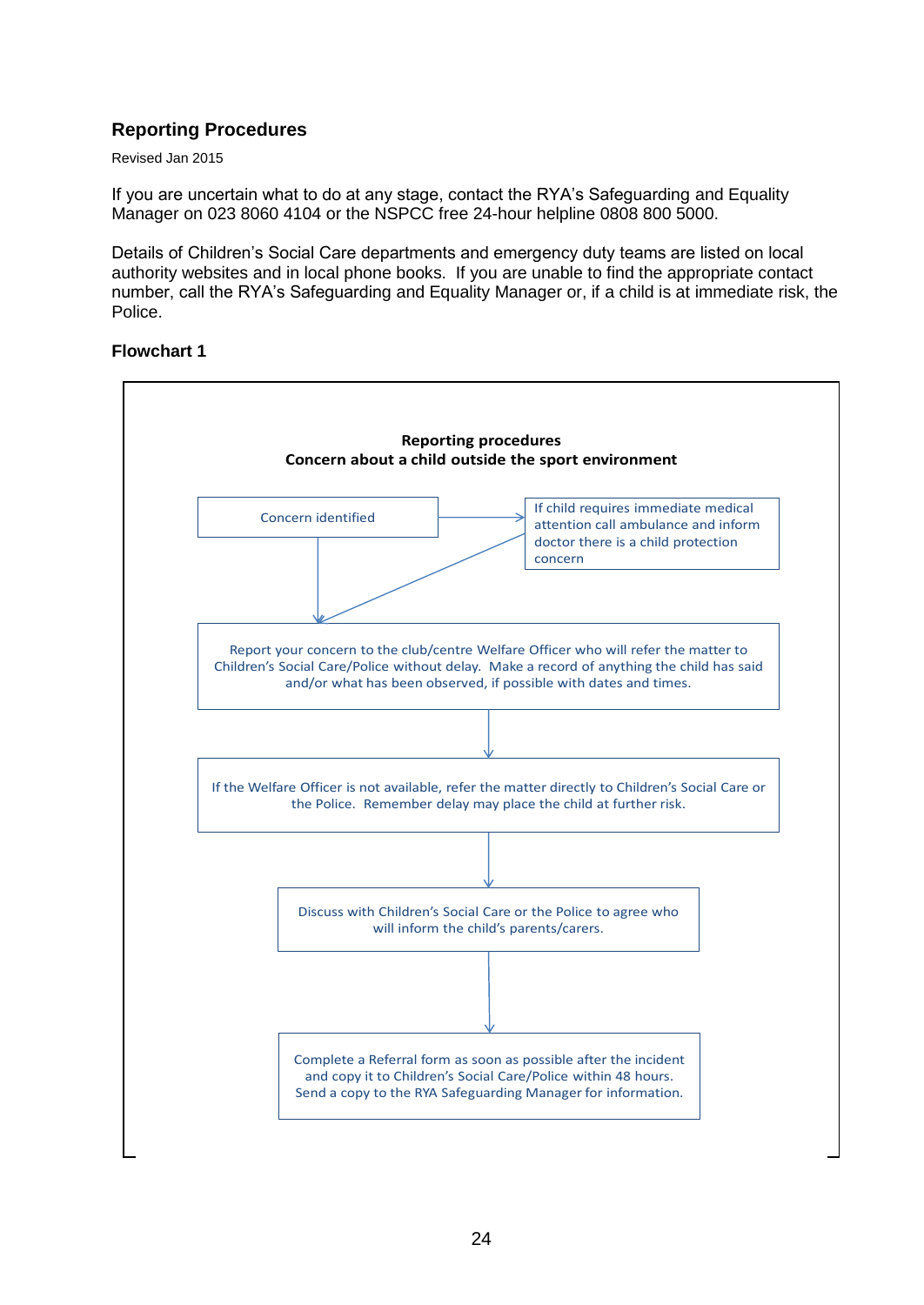## Reporting Procedures

Revised Jan 2015

If you are uncertain what to do at any stage, contact the RYA's Safeguarding and Equality Manager on 023 8060 4104 or the NSPCC free 24-hour helpline 0808 800 5000.

Details of Children's Social Care departments and emergency duty teams are listed on local authority websites and in local phone books. If you are unable to find the appropriate contact number, call the RYA's Safeguarding and Equality Manager or, if a child is at immediate risk, the Police.

### Flowchart 1

**Reporting procedures**
**Concern about a child outside the sport environment**

Concern identified

If child requires immediate medical attention call ambulance and inform doctor there is a child protection concern

Report your concern to the club/centre Welfare Officer who will refer the matter to Children's Social Care/Police without delay. Make a record of anything the child has said and/or what has been observed, if possible with dates and times.

If the Welfare Officer is not available, refer the matter directly to Children's Social Care or the Police. Remember delay may place the child at further risk.

Discuss with Children's Social Care or the Police to agree who will inform the child's parents/carers.

Complete a Referral form as soon as possible after the incident and copy it to Children's Social Care/Police within 48 hours. Send a copy to the RYA Safeguarding Manager for information.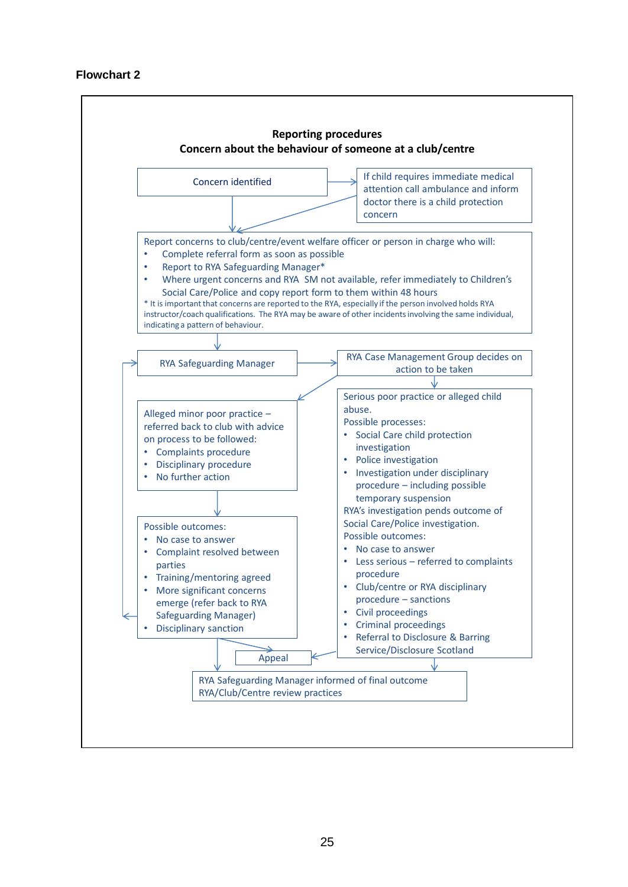**Flowchart 2**

**Reporting procedures**
**Concern about the behaviour of someone at a club/centre**

Concern identified

If child requires immediate medical attention call ambulance and inform doctor there is a child protection concern

Report concerns to club/centre/event welfare officer or person in charge who will:

- Complete referral form as soon as possible
- Report to RYA Safeguarding Manager*
- Where urgent concerns and RYA SM not available, refer immediately to Children's Social Care/Police and copy report form to them within 48 hours

\* It is important that concerns are reported to the RYA, especially if the person involved holds RYA instructor/coach qualifications. The RYA may be aware of other incidents involving the same individual, indicating a pattern of behaviour.

RYA Safeguarding Manager

RYA Case Management Group decides on action to be taken

Alleged minor poor practice – referred back to club with advice on process to be followed:

- Complaints procedure
- Disciplinary procedure
- No further action

Possible outcomes:

- No case to answer
- Complaint resolved between parties
- Training/mentoring agreed
- More significant concerns emerge (refer back to RYA Safeguarding Manager)
- Disciplinary sanction

Serious poor practice or alleged child abuse.

Possible processes:

- Social Care child protection investigation
- Police investigation
- Investigation under disciplinary procedure – including possible temporary suspension

RYA's investigation pends outcome of Social Care/Police investigation.

Possible outcomes:

- No case to answer
- Less serious – referred to complaints procedure
- Club/centre or RYA disciplinary procedure – sanctions
- Civil proceedings
- Criminal proceedings
- Referral to Disclosure & Barring Service/Disclosure Scotland

Appeal

RYA Safeguarding Manager informed of final outcome
RYA/Club/Centre review practices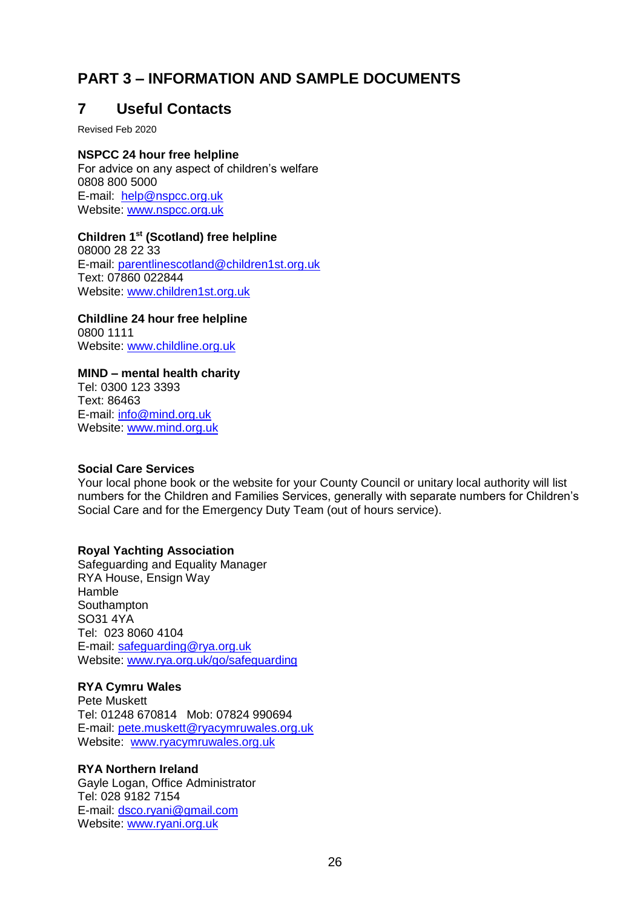# PART 3 – INFORMATION AND SAMPLE DOCUMENTS

## 7 Useful Contacts

Revised Feb 2020

**NSPCC 24 hour free helpline**
For advice on any aspect of children's welfare
0808 800 5000
E-mail: help@nspcc.org.uk
Website: www.nspcc.org.uk

**Children 1st (Scotland) free helpline**
08000 28 22 33
E-mail: parentlinescotland@children1st.org.uk
Text: 07860 022844
Website: www.children1st.org.uk

**Childline 24 hour free helpline**
0800 1111
Website: www.childline.org.uk

**MIND – mental health charity**
Tel: 0300 123 3393
Text: 86463
E-mail: info@mind.org.uk
Website: www.mind.org.uk

**Social Care Services**
Your local phone book or the website for your County Council or unitary local authority will list numbers for the Children and Families Services, generally with separate numbers for Children's Social Care and for the Emergency Duty Team (out of hours service).

**Royal Yachting Association**
Safeguarding and Equality Manager
RYA House, Ensign Way
Hamble
Southampton
SO31 4YA
Tel: 023 8060 4104
E-mail: safeguarding@rya.org.uk
Website: www.rya.org.uk/go/safeguarding

**RYA Cymru Wales**
Pete Muskett
Tel: 01248 670814 Mob: 07824 990694
E-mail: pete.muskett@ryacymruwales.org.uk
Website: www.ryacymruwales.org.uk

**RYA Northern Ireland**
Gayle Logan, Office Administrator
Tel: 028 9182 7154
E-mail: dsco.ryani@gmail.com
Website: www.ryani.org.uk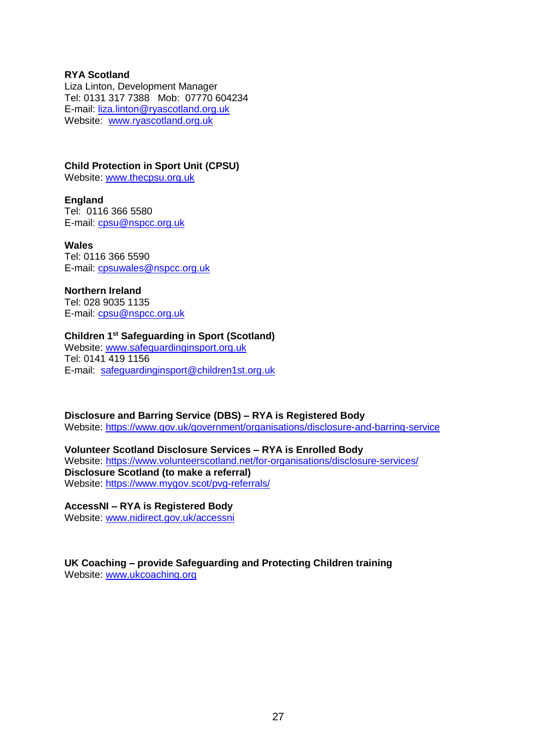**RYA Scotland**
Liza Linton, Development Manager
Tel: 0131 317 7388 Mob: 07770 604234
E-mail: liza.linton@ryascotland.org.uk
Website: www.ryascotland.org.uk

**Child Protection in Sport Unit (CPSU)**
Website: www.thecpsu.org.uk

**England**
Tel: 0116 366 5580
E-mail: cpsu@nspcc.org.uk

**Wales**
Tel: 0116 366 5590
E-mail: cpsuwales@nspcc.org.uk

**Northern Ireland**
Tel: 028 9035 1135
E-mail: cpsu@nspcc.org.uk

**Children 1st Safeguarding in Sport (Scotland)**
Website: www.safeguardinginsport.org.uk
Tel: 0141 419 1156
E-mail: safeguardinginsport@children1st.org.uk

**Disclosure and Barring Service (DBS) – RYA is Registered Body**
Website: https://www.gov.uk/government/organisations/disclosure-and-barring-service

**Volunteer Scotland Disclosure Services – RYA is Enrolled Body**
Website: https://www.volunteerscotland.net/for-organisations/disclosure-services/
**Disclosure Scotland (to make a referral)**
Website: https://www.mygov.scot/pvg-referrals/

**AccessNI – RYA is Registered Body**
Website: www.nidirect.gov.uk/accessni

**UK Coaching – provide Safeguarding and Protecting Children training**
Website: www.ukcoaching.org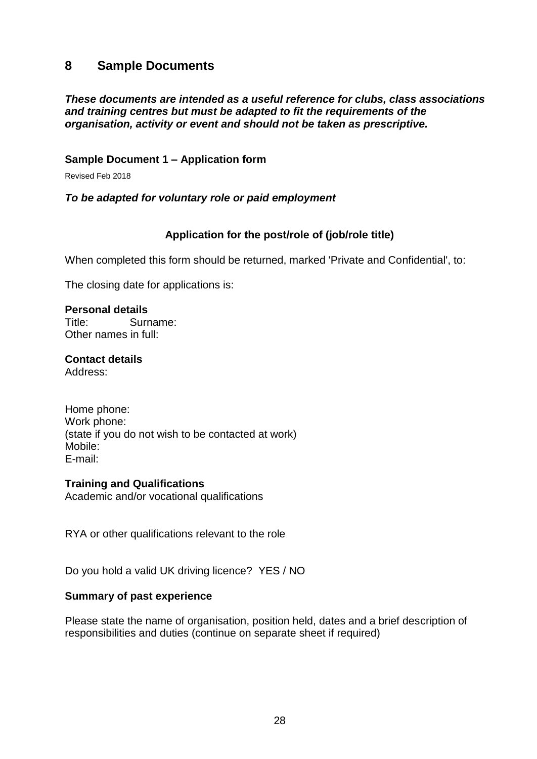# 8 Sample Documents

***These documents are intended as a useful reference for clubs, class associations and training centres but must be adapted to fit the requirements of the organisation, activity or event and should not be taken as prescriptive.***

### Sample Document 1 – Application form

Revised Feb 2018

***To be adapted for voluntary role or paid employment***

**Application for the post/role of (job/role title)**

When completed this form should be returned, marked 'Private and Confidential', to:

The closing date for applications is:

**Personal details**
Title: Surname:
Other names in full:

**Contact details**
Address:

Home phone:
Work phone:
(state if you do not wish to be contacted at work)
Mobile:
E-mail:

**Training and Qualifications**
Academic and/or vocational qualifications

RYA or other qualifications relevant to the role

Do you hold a valid UK driving licence? YES / NO

**Summary of past experience**

Please state the name of organisation, position held, dates and a brief description of responsibilities and duties (continue on separate sheet if required)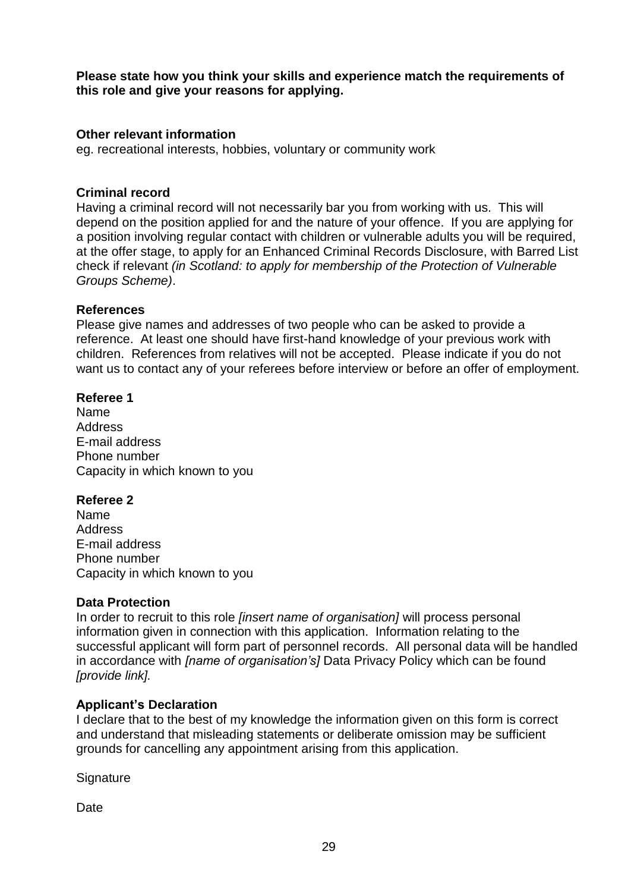**Please state how you think your skills and experience match the requirements of this role and give your reasons for applying.**

**Other relevant information**

eg. recreational interests, hobbies, voluntary or community work

**Criminal record**

Having a criminal record will not necessarily bar you from working with us. This will depend on the position applied for and the nature of your offence. If you are applying for a position involving regular contact with children or vulnerable adults you will be required, at the offer stage, to apply for an Enhanced Criminal Records Disclosure, with Barred List check if relevant *(in Scotland: to apply for membership of the Protection of Vulnerable Groups Scheme)*.

**References**

Please give names and addresses of two people who can be asked to provide a reference. At least one should have first-hand knowledge of your previous work with children. References from relatives will not be accepted. Please indicate if you do not want us to contact any of your referees before interview or before an offer of employment.

**Referee 1**

Name
Address
E-mail address
Phone number
Capacity in which known to you

**Referee 2**

Name
Address
E-mail address
Phone number
Capacity in which known to you

**Data Protection**

In order to recruit to this role *[insert name of organisation]* will process personal information given in connection with this application. Information relating to the successful applicant will form part of personnel records. All personal data will be handled in accordance with *[name of organisation's]* Data Privacy Policy which can be found *[provide link].*

**Applicant's Declaration**

I declare that to the best of my knowledge the information given on this form is correct and understand that misleading statements or deliberate omission may be sufficient grounds for cancelling any appointment arising from this application.

Signature

Date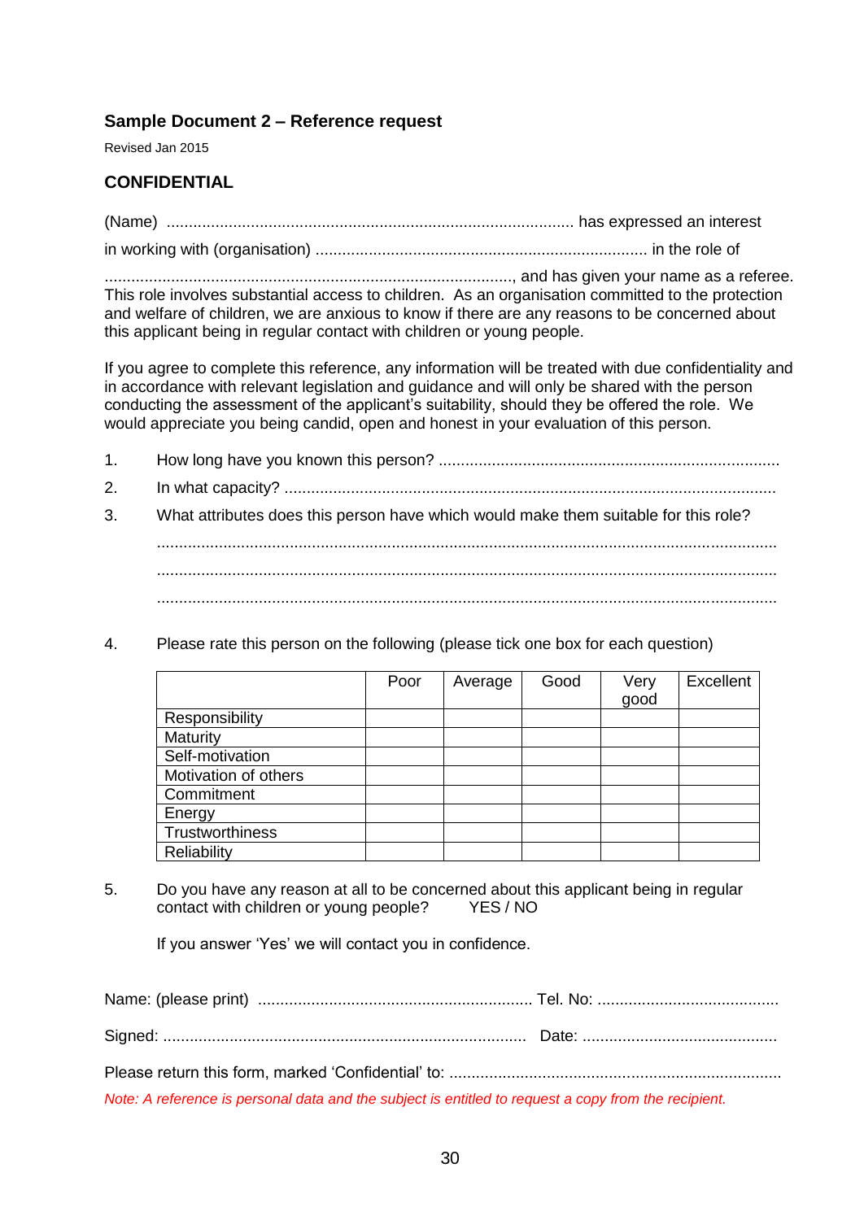### Sample Document 2 – Reference request

Revised Jan 2015

### CONFIDENTIAL

(Name) ........................................................................................... has expressed an interest

in working with (organisation) .......................................................................... in the role of

..........................................................................................., and has given your name as a referee. This role involves substantial access to children. As an organisation committed to the protection and welfare of children, we are anxious to know if there are any reasons to be concerned about this applicant being in regular contact with children or young people.

If you agree to complete this reference, any information will be treated with due confidentiality and in accordance with relevant legislation and guidance and will only be shared with the person conducting the assessment of the applicant's suitability, should they be offered the role. We would appreciate you being candid, open and honest in your evaluation of this person.

1. How long have you known this person? ...........................................................................
2. In what capacity? .............................................................................................................
3. What attributes does this person have which would make them suitable for this role?

   ..........................................................................................................................................

   ..........................................................................................................................................

   ..........................................................................................................................................

4. Please rate this person on the following (please tick one box for each question)

| | Poor | Average | Good | Very good | Excellent |
|---|---|---|---|---|---|
| Responsibility | | | | | |
| Maturity | | | | | |
| Self-motivation | | | | | |
| Motivation of others | | | | | |
| Commitment | | | | | |
| Energy | | | | | |
| Trustworthiness | | | | | |
| Reliability | | | | | |

5. Do you have any reason at all to be concerned about this applicant being in regular contact with children or young people? YES / NO

   If you answer 'Yes' we will contact you in confidence.

Name: (please print) .............................................................. Tel. No: .........................................

Signed: ................................................................................. Date: ............................................

Please return this form, marked 'Confidential' to: ..........................................................................

*Note: A reference is personal data and the subject is entitled to request a copy from the recipient.*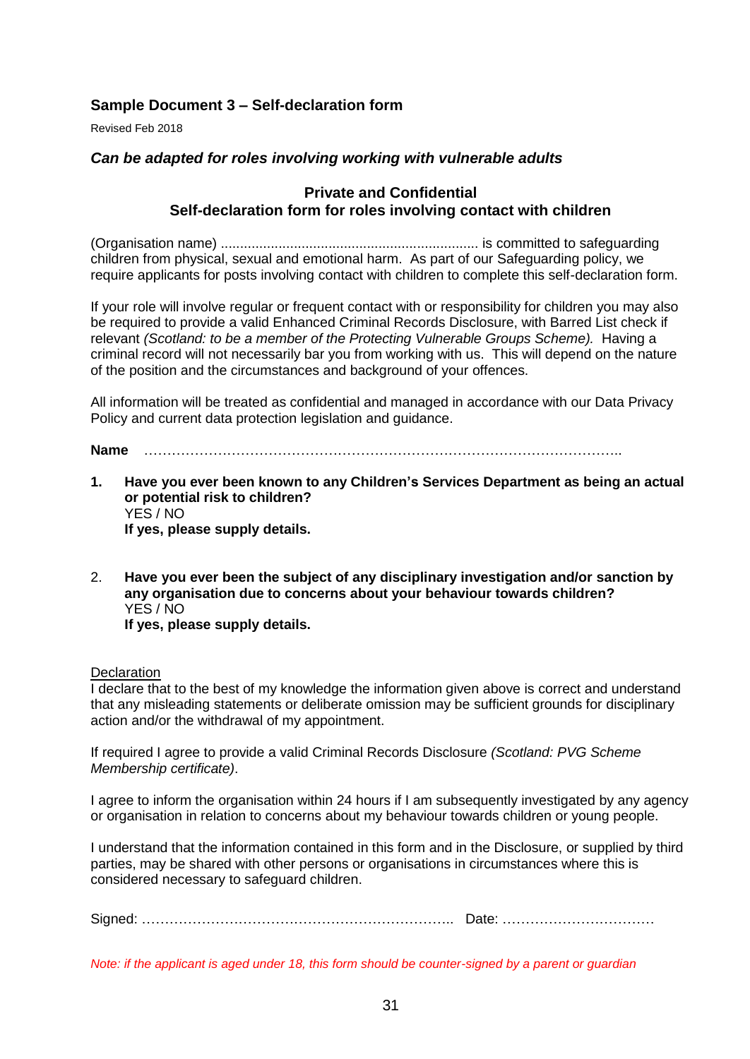## Sample Document 3 – Self-declaration form

Revised Feb 2018

***Can be adapted for roles involving working with vulnerable adults***

**Private and Confidential**
**Self-declaration form for roles involving contact with children**

(Organisation name) .................................................................. is committed to safeguarding children from physical, sexual and emotional harm. As part of our Safeguarding policy, we require applicants for posts involving contact with children to complete this self-declaration form.

If your role will involve regular or frequent contact with or responsibility for children you may also be required to provide a valid Enhanced Criminal Records Disclosure, with Barred List check if relevant *(Scotland: to be a member of the Protecting Vulnerable Groups Scheme).* Having a criminal record will not necessarily bar you from working with us. This will depend on the nature of the position and the circumstances and background of your offences.

All information will be treated as confidential and managed in accordance with our Data Privacy Policy and current data protection legislation and guidance.

**Name** ………………………………………………………………………………………..

1. **Have you ever been known to any Children's Services Department as being an actual or potential risk to children?**
   YES / NO
   **If yes, please supply details.**

2. **Have you ever been the subject of any disciplinary investigation and/or sanction by any organisation due to concerns about your behaviour towards children?**
   YES / NO
   **If yes, please supply details.**

<u>Declaration</u>
I declare that to the best of my knowledge the information given above is correct and understand that any misleading statements or deliberate omission may be sufficient grounds for disciplinary action and/or the withdrawal of my appointment.

If required I agree to provide a valid Criminal Records Disclosure *(Scotland: PVG Scheme Membership certificate)*.

I agree to inform the organisation within 24 hours if I am subsequently investigated by any agency or organisation in relation to concerns about my behaviour towards children or young people.

I understand that the information contained in this form and in the Disclosure, or supplied by third parties, may be shared with other persons or organisations in circumstances where this is considered necessary to safeguard children.

Signed: ………………………………………………………….. Date: ……………………………

*Note: if the applicant is aged under 18, this form should be counter-signed by a parent or guardian*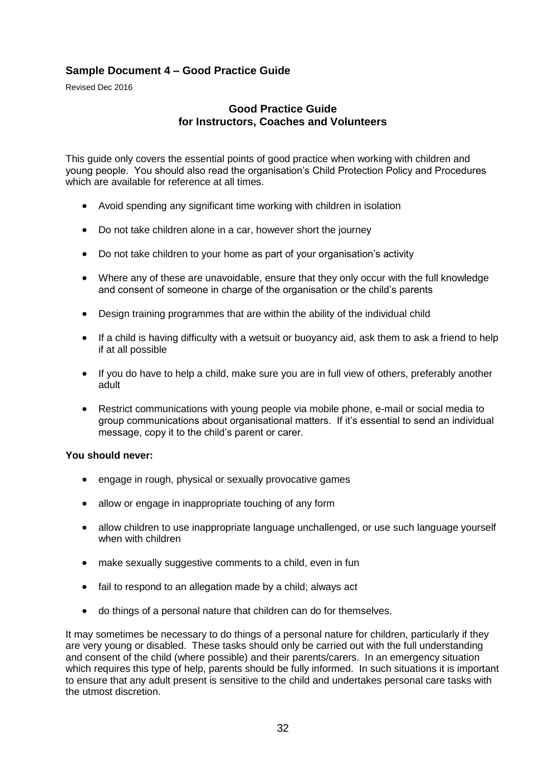### Sample Document 4 – Good Practice Guide

Revised Dec 2016

## Good Practice Guide for Instructors, Coaches and Volunteers

This guide only covers the essential points of good practice when working with children and young people. You should also read the organisation's Child Protection Policy and Procedures which are available for reference at all times.

- Avoid spending any significant time working with children in isolation
- Do not take children alone in a car, however short the journey
- Do not take children to your home as part of your organisation's activity
- Where any of these are unavoidable, ensure that they only occur with the full knowledge and consent of someone in charge of the organisation or the child's parents
- Design training programmes that are within the ability of the individual child
- If a child is having difficulty with a wetsuit or buoyancy aid, ask them to ask a friend to help if at all possible
- If you do have to help a child, make sure you are in full view of others, preferably another adult
- Restrict communications with young people via mobile phone, e-mail or social media to group communications about organisational matters. If it's essential to send an individual message, copy it to the child's parent or carer.

**You should never:**

- engage in rough, physical or sexually provocative games
- allow or engage in inappropriate touching of any form
- allow children to use inappropriate language unchallenged, or use such language yourself when with children
- make sexually suggestive comments to a child, even in fun
- fail to respond to an allegation made by a child; always act
- do things of a personal nature that children can do for themselves.

It may sometimes be necessary to do things of a personal nature for children, particularly if they are very young or disabled. These tasks should only be carried out with the full understanding and consent of the child (where possible) and their parents/carers. In an emergency situation which requires this type of help, parents should be fully informed. In such situations it is important to ensure that any adult present is sensitive to the child and undertakes personal care tasks with the utmost discretion.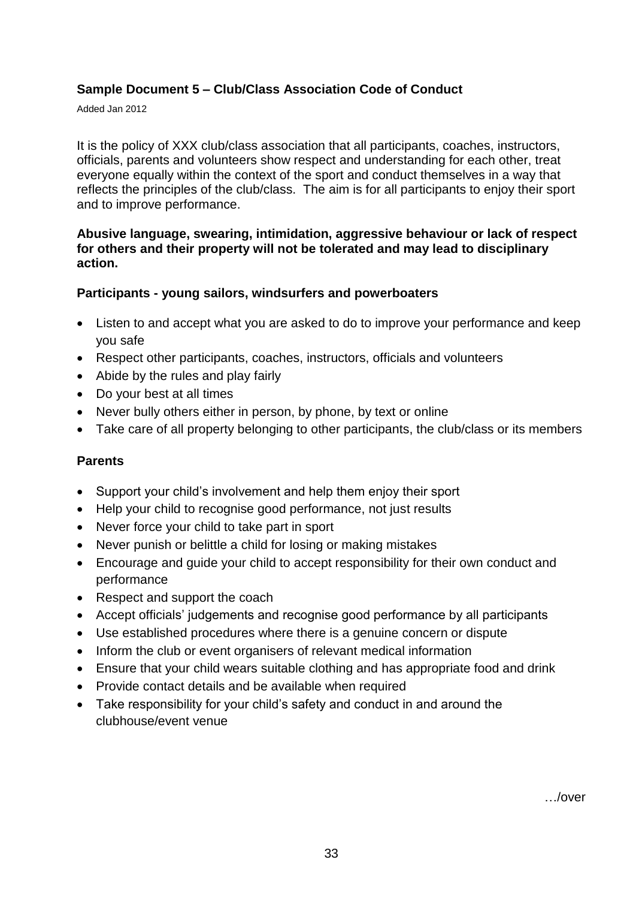## Sample Document 5 – Club/Class Association Code of Conduct

Added Jan 2012

It is the policy of XXX club/class association that all participants, coaches, instructors, officials, parents and volunteers show respect and understanding for each other, treat everyone equally within the context of the sport and conduct themselves in a way that reflects the principles of the club/class. The aim is for all participants to enjoy their sport and to improve performance.

**Abusive language, swearing, intimidation, aggressive behaviour or lack of respect for others and their property will not be tolerated and may lead to disciplinary action.**

### Participants - young sailors, windsurfers and powerboaters

- Listen to and accept what you are asked to do to improve your performance and keep you safe
- Respect other participants, coaches, instructors, officials and volunteers
- Abide by the rules and play fairly
- Do your best at all times
- Never bully others either in person, by phone, by text or online
- Take care of all property belonging to other participants, the club/class or its members

### Parents

- Support your child's involvement and help them enjoy their sport
- Help your child to recognise good performance, not just results
- Never force your child to take part in sport
- Never punish or belittle a child for losing or making mistakes
- Encourage and guide your child to accept responsibility for their own conduct and performance
- Respect and support the coach
- Accept officials' judgements and recognise good performance by all participants
- Use established procedures where there is a genuine concern or dispute
- Inform the club or event organisers of relevant medical information
- Ensure that your child wears suitable clothing and has appropriate food and drink
- Provide contact details and be available when required
- Take responsibility for your child's safety and conduct in and around the clubhouse/event venue

…/over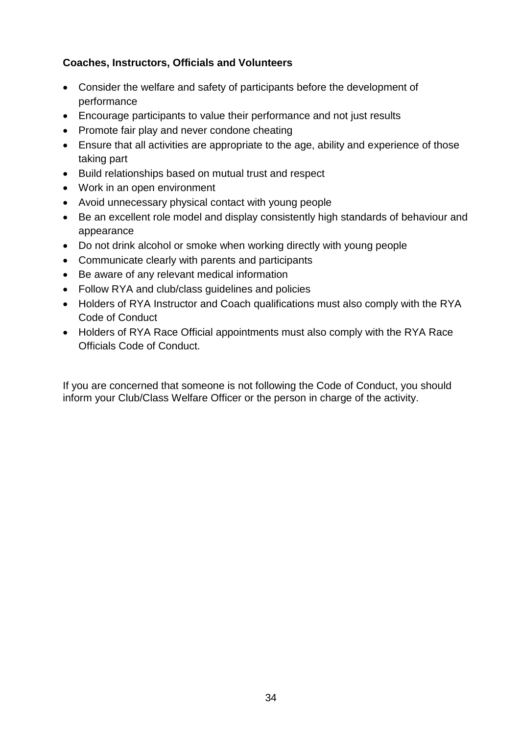**Coaches, Instructors, Officials and Volunteers**

- Consider the welfare and safety of participants before the development of performance
- Encourage participants to value their performance and not just results
- Promote fair play and never condone cheating
- Ensure that all activities are appropriate to the age, ability and experience of those taking part
- Build relationships based on mutual trust and respect
- Work in an open environment
- Avoid unnecessary physical contact with young people
- Be an excellent role model and display consistently high standards of behaviour and appearance
- Do not drink alcohol or smoke when working directly with young people
- Communicate clearly with parents and participants
- Be aware of any relevant medical information
- Follow RYA and club/class guidelines and policies
- Holders of RYA Instructor and Coach qualifications must also comply with the RYA Code of Conduct
- Holders of RYA Race Official appointments must also comply with the RYA Race Officials Code of Conduct.

If you are concerned that someone is not following the Code of Conduct, you should inform your Club/Class Welfare Officer or the person in charge of the activity.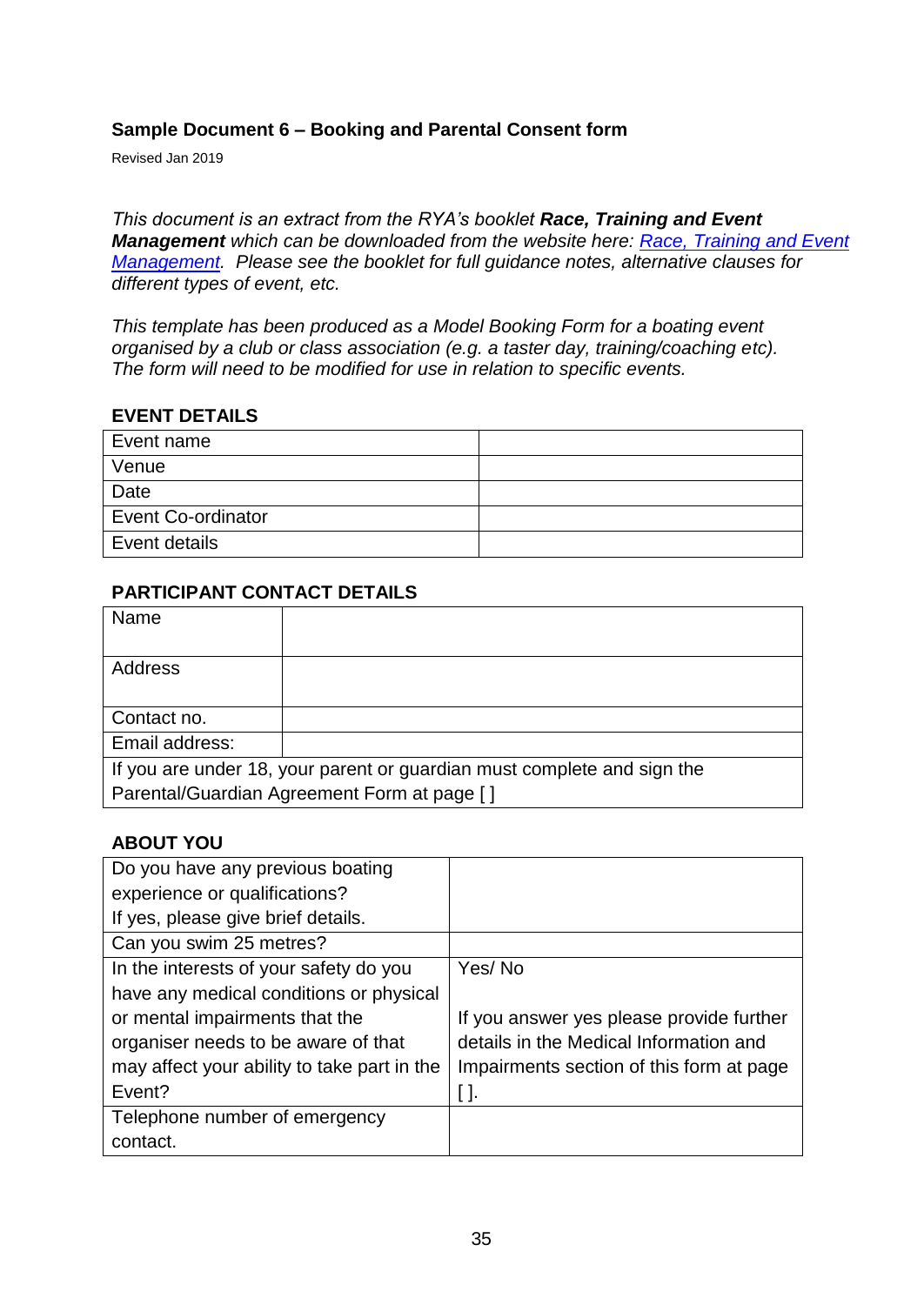### **Sample Document 6 – Booking and Parental Consent form**

Revised Jan 2019

*This document is an extract from the RYA's booklet **Race, Training and Event Management** which can be downloaded from the website here: [Race, Training and Event Management](). Please see the booklet for full guidance notes, alternative clauses for different types of event, etc.*

*This template has been produced as a Model Booking Form for a boating event organised by a club or class association (e.g. a taster day, training/coaching etc). The form will need to be modified for use in relation to specific events.*

**EVENT DETAILS**

| | |
|---|---|
| Event name | |
| Venue | |
| Date | |
| Event Co-ordinator | |
| Event details | |

**PARTICIPANT CONTACT DETAILS**

| | |
|---|---|
| Name | |
| Address | |
| Contact no. | |
| Email address: | |
| If you are under 18, your parent or guardian must complete and sign the Parental/Guardian Agreement Form at page [ ] | |

**ABOUT YOU**

| | |
|---|---|
| Do you have any previous boating experience or qualifications? If yes, please give brief details. | |
| Can you swim 25 metres? | |
| In the interests of your safety do you have any medical conditions or physical or mental impairments that the organiser needs to be aware of that may affect your ability to take part in the Event? | Yes/ No<br><br>If you answer yes please provide further details in the Medical Information and Impairments section of this form at page [ ]. |
| Telephone number of emergency contact. | |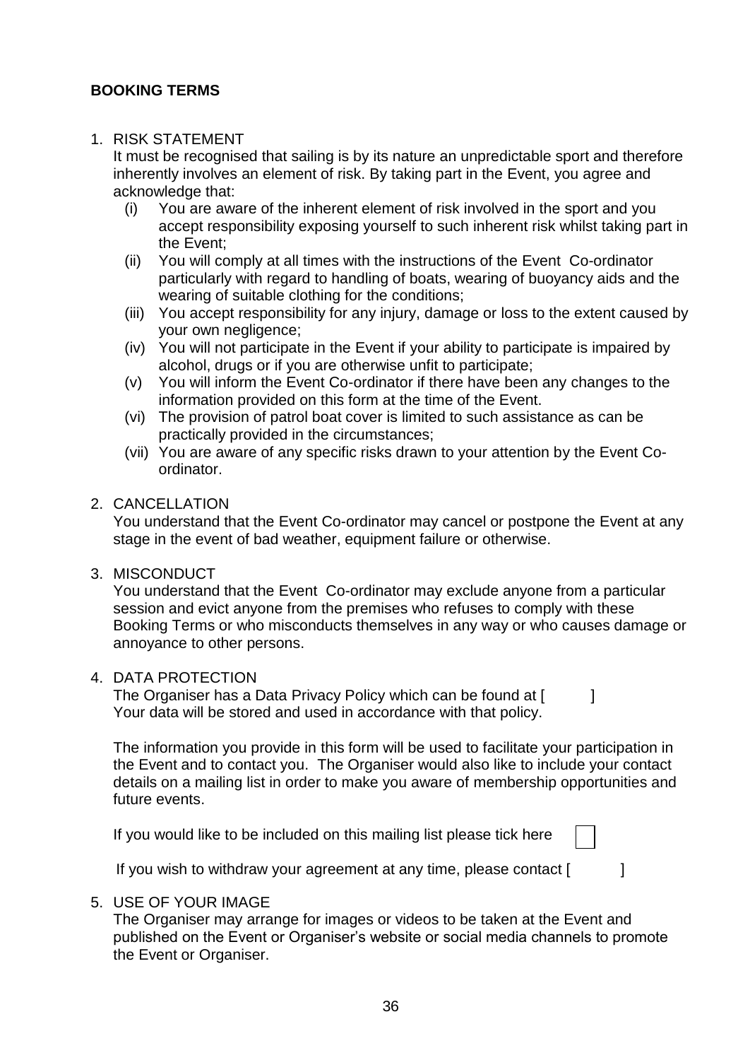**BOOKING TERMS**

1. RISK STATEMENT

   It must be recognised that sailing is by its nature an unpredictable sport and therefore inherently involves an element of risk. By taking part in the Event, you agree and acknowledge that:

   (i) You are aware of the inherent element of risk involved in the sport and you accept responsibility exposing yourself to such inherent risk whilst taking part in the Event;

   (ii) You will comply at all times with the instructions of the Event Co-ordinator particularly with regard to handling of boats, wearing of buoyancy aids and the wearing of suitable clothing for the conditions;

   (iii) You accept responsibility for any injury, damage or loss to the extent caused by your own negligence;

   (iv) You will not participate in the Event if your ability to participate is impaired by alcohol, drugs or if you are otherwise unfit to participate;

   (v) You will inform the Event Co-ordinator if there have been any changes to the information provided on this form at the time of the Event.

   (vi) The provision of patrol boat cover is limited to such assistance as can be practically provided in the circumstances;

   (vii) You are aware of any specific risks drawn to your attention by the Event Co-ordinator.

2. CANCELLATION

   You understand that the Event Co-ordinator may cancel or postpone the Event at any stage in the event of bad weather, equipment failure or otherwise.

3. MISCONDUCT

   You understand that the Event Co-ordinator may exclude anyone from a particular session and evict anyone from the premises who refuses to comply with these Booking Terms or who misconducts themselves in any way or who causes damage or annoyance to other persons.

4. DATA PROTECTION

   The Organiser has a Data Privacy Policy which can be found at [ ] Your data will be stored and used in accordance with that policy.

   The information you provide in this form will be used to facilitate your participation in the Event and to contact you. The Organiser would also like to include your contact details on a mailing list in order to make you aware of membership opportunities and future events.

   If you would like to be included on this mailing list please tick here ☐

   If you wish to withdraw your agreement at any time, please contact [ ]

5. USE OF YOUR IMAGE

   The Organiser may arrange for images or videos to be taken at the Event and published on the Event or Organiser's website or social media channels to promote the Event or Organiser.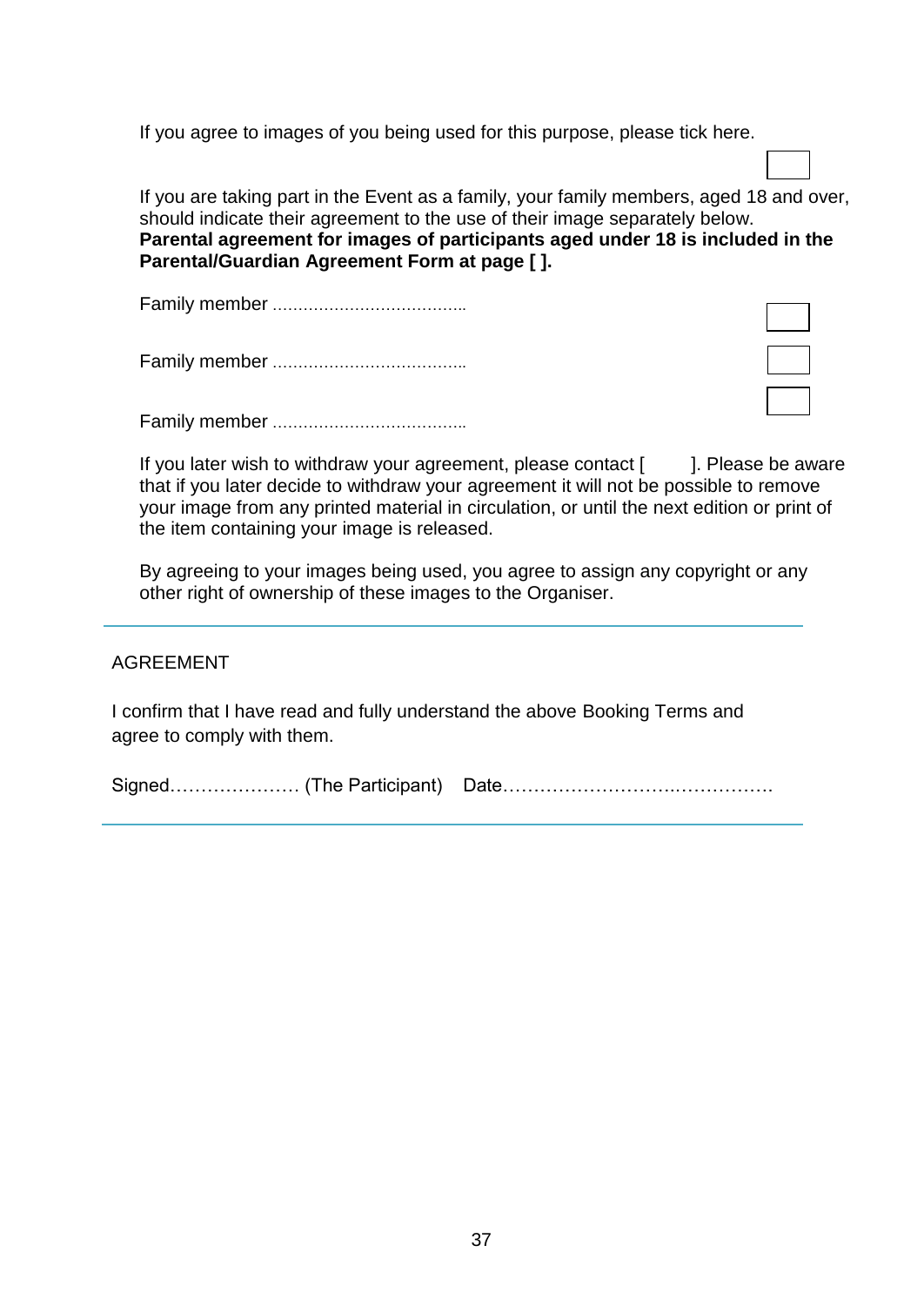If you agree to images of you being used for this purpose, please tick here. ☐

If you are taking part in the Event as a family, your family members, aged 18 and over, should indicate their agreement to the use of their image separately below. **Parental agreement for images of participants aged under 18 is included in the Parental/Guardian Agreement Form at page [ ].**

Family member ……………………………….. ☐

Family member ……………………………….. ☐

Family member ……………………………….. ☐

If you later wish to withdraw your agreement, please contact [ ]. Please be aware that if you later decide to withdraw your agreement it will not be possible to remove your image from any printed material in circulation, or until the next edition or print of the item containing your image is released.

By agreeing to your images being used, you agree to assign any copyright or any other right of ownership of these images to the Organiser.

---

AGREEMENT

I confirm that I have read and fully understand the above Booking Terms and agree to comply with them.

Signed………………… (The Participant) Date……………………….…………….

---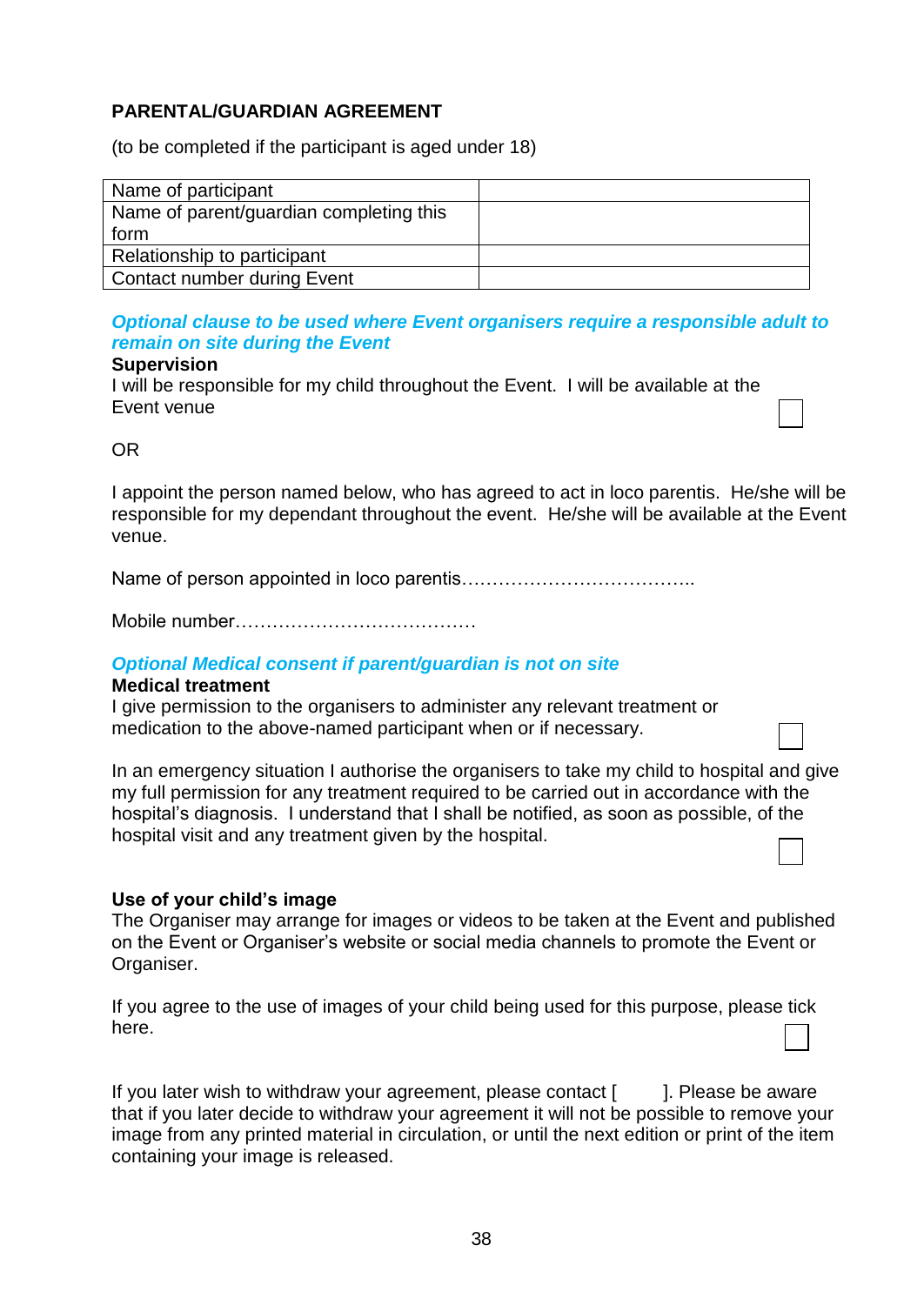**PARENTAL/GUARDIAN AGREEMENT**

(to be completed if the participant is aged under 18)

| Name of participant | |
|---|---|
| Name of parent/guardian completing this form | |
| Relationship to participant | |
| Contact number during Event | |

***Optional clause to be used where Event organisers require a responsible adult to remain on site during the Event***

**Supervision**

I will be responsible for my child throughout the Event. I will be available at the Event venue ☐

OR

I appoint the person named below, who has agreed to act in loco parentis. He/she will be responsible for my dependant throughout the event. He/she will be available at the Event venue.

Name of person appointed in loco parentis………………………………..

Mobile number…………………………………

***Optional Medical consent if parent/guardian is not on site***

**Medical treatment**

I give permission to the organisers to administer any relevant treatment or medication to the above-named participant when or if necessary. ☐

In an emergency situation I authorise the organisers to take my child to hospital and give my full permission for any treatment required to be carried out in accordance with the hospital's diagnosis. I understand that I shall be notified, as soon as possible, of the hospital visit and any treatment given by the hospital. ☐

**Use of your child's image**

The Organiser may arrange for images or videos to be taken at the Event and published on the Event or Organiser's website or social media channels to promote the Event or Organiser.

If you agree to the use of images of your child being used for this purpose, please tick here. ☐

If you later wish to withdraw your agreement, please contact [ ]. Please be aware that if you later decide to withdraw your agreement it will not be possible to remove your image from any printed material in circulation, or until the next edition or print of the item containing your image is released.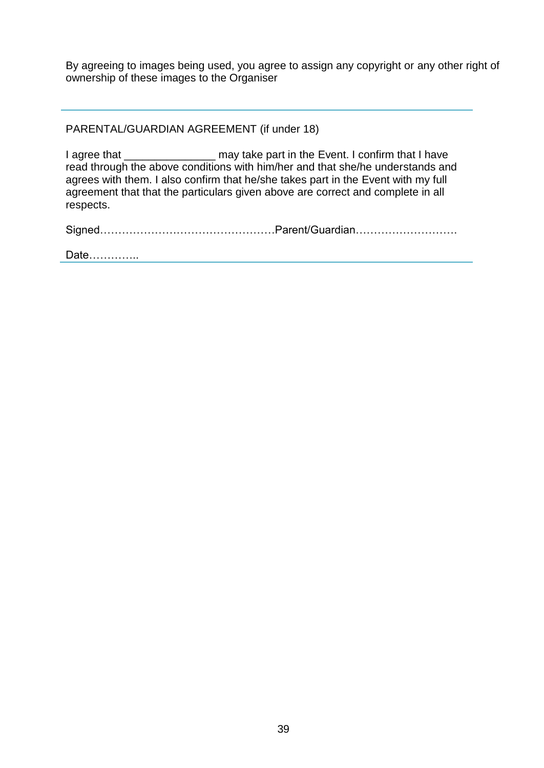By agreeing to images being used, you agree to assign any copyright or any other right of ownership of these images to the Organiser

---

PARENTAL/GUARDIAN AGREEMENT (if under 18)

I agree that _______________ may take part in the Event. I confirm that I have read through the above conditions with him/her and that she/he understands and agrees with them. I also confirm that he/she takes part in the Event with my full agreement that that the particulars given above are correct and complete in all respects.

Signed…………………………………………Parent/Guardian……………………….

Date…………..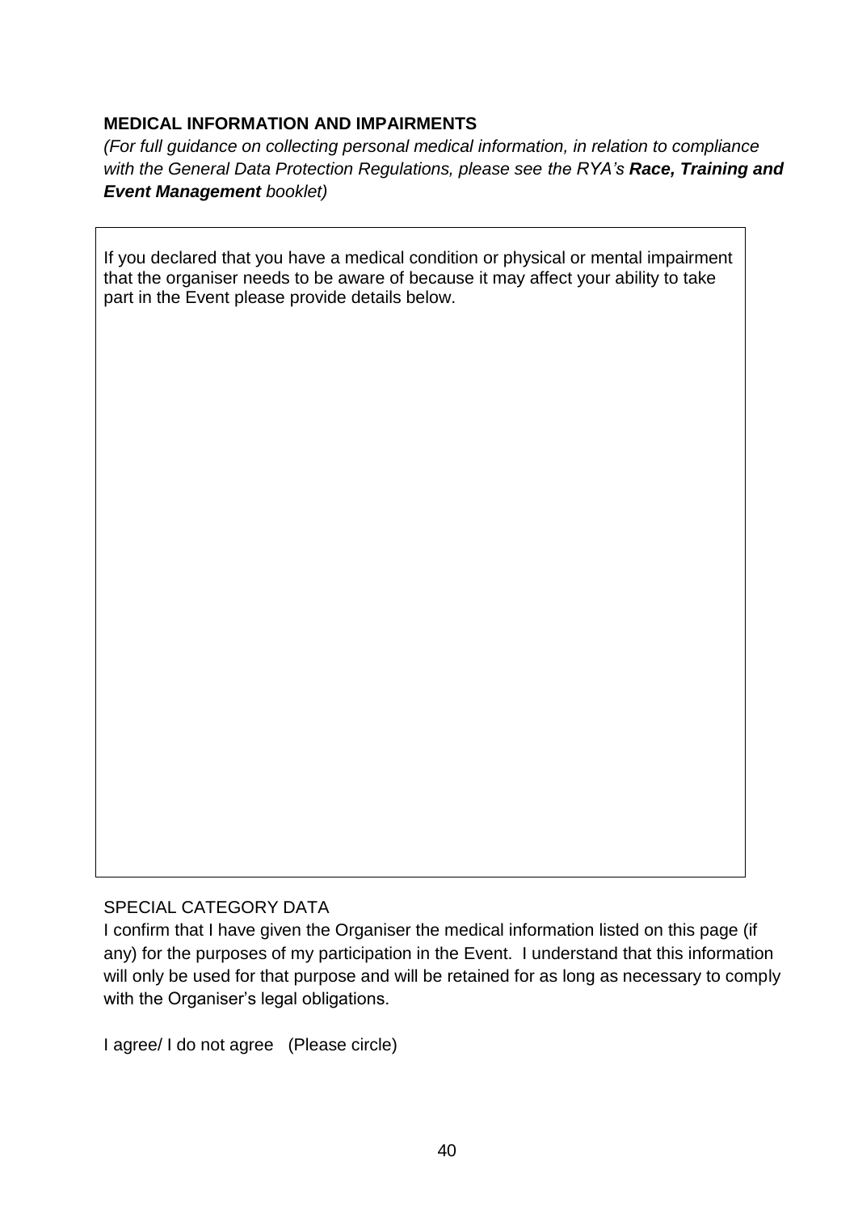**MEDICAL INFORMATION AND IMPAIRMENTS**

*(For full guidance on collecting personal medical information, in relation to compliance with the General Data Protection Regulations, please see the RYA's **Race, Training and Event Management** booklet)*

| If you declared that you have a medical condition or physical or mental impairment that the organiser needs to be aware of because it may affect your ability to take part in the Event please provide details below. |
| --- |
| |

SPECIAL CATEGORY DATA

I confirm that I have given the Organiser the medical information listed on this page (if any) for the purposes of my participation in the Event. I understand that this information will only be used for that purpose and will be retained for as long as necessary to comply with the Organiser's legal obligations.

I agree/ I do not agree (Please circle)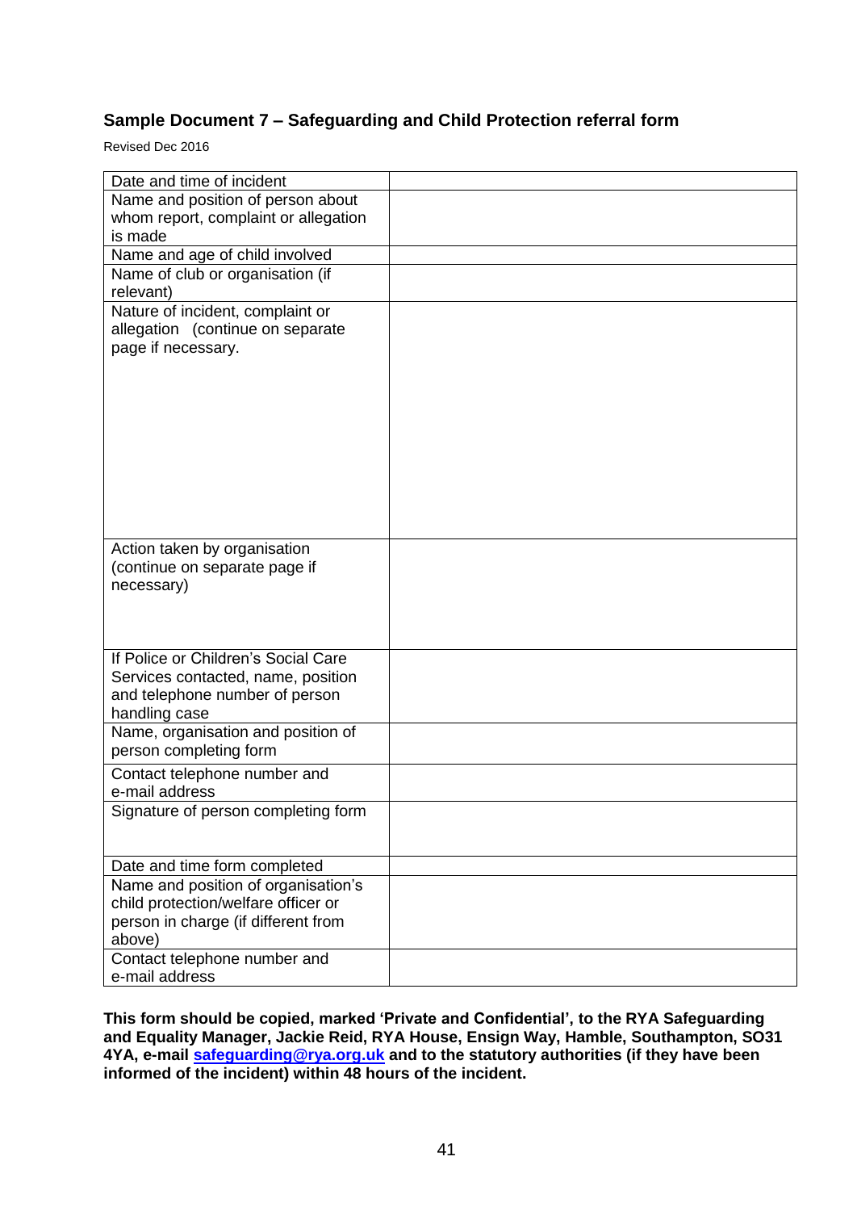### Sample Document 7 – Safeguarding and Child Protection referral form

Revised Dec 2016

| | |
|---|---|
| Date and time of incident | |
| Name and position of person about whom report, complaint or allegation is made | |
| Name and age of child involved | |
| Name of club or organisation (if relevant) | |
| Nature of incident, complaint or allegation (continue on separate page if necessary. | |
| Action taken by organisation (continue on separate page if necessary) | |
| If Police or Children's Social Care Services contacted, name, position and telephone number of person handling case | |
| Name, organisation and position of person completing form | |
| Contact telephone number and e-mail address | |
| Signature of person completing form | |
| Date and time form completed | |
| Name and position of organisation's child protection/welfare officer or person in charge (if different from above) | |
| Contact telephone number and e-mail address | |

**This form should be copied, marked 'Private and Confidential', to the RYA Safeguarding and Equality Manager, Jackie Reid, RYA House, Ensign Way, Hamble, Southampton, SO31 4YA, e-mail safeguarding@rya.org.uk and to the statutory authorities (if they have been informed of the incident) within 48 hours of the incident.**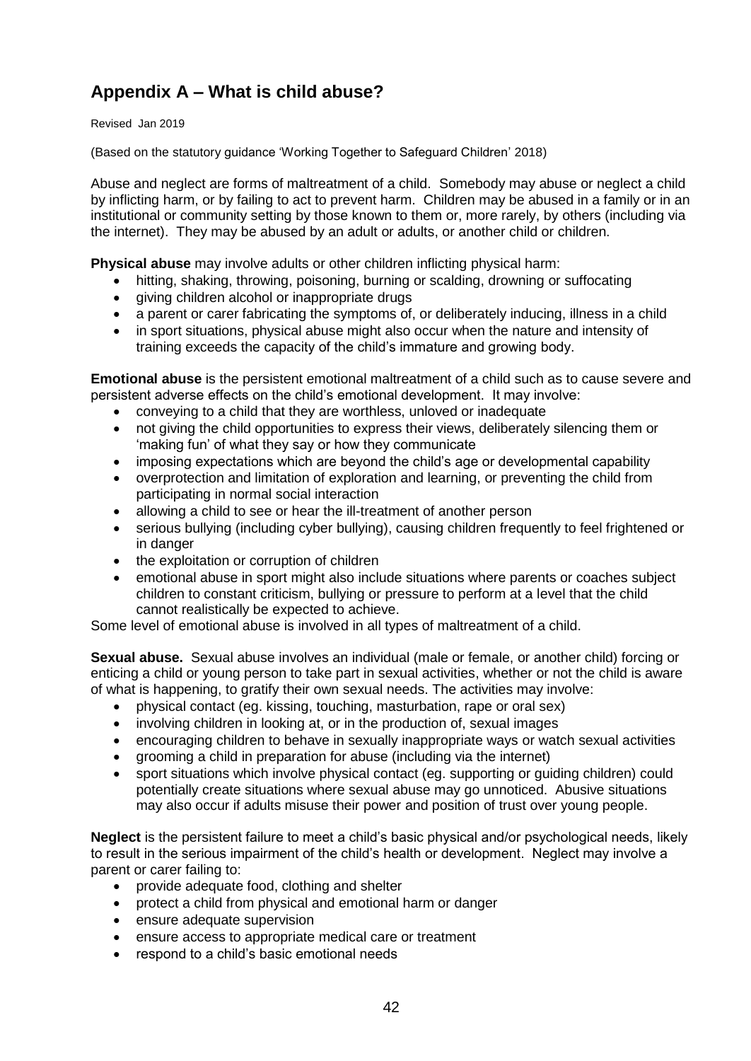## Appendix A – What is child abuse?

Revised Jan 2019

(Based on the statutory guidance 'Working Together to Safeguard Children' 2018)

Abuse and neglect are forms of maltreatment of a child. Somebody may abuse or neglect a child by inflicting harm, or by failing to act to prevent harm. Children may be abused in a family or in an institutional or community setting by those known to them or, more rarely, by others (including via the internet). They may be abused by an adult or adults, or another child or children.

**Physical abuse** may involve adults or other children inflicting physical harm:

- hitting, shaking, throwing, poisoning, burning or scalding, drowning or suffocating
- giving children alcohol or inappropriate drugs
- a parent or carer fabricating the symptoms of, or deliberately inducing, illness in a child
- in sport situations, physical abuse might also occur when the nature and intensity of training exceeds the capacity of the child's immature and growing body.

**Emotional abuse** is the persistent emotional maltreatment of a child such as to cause severe and persistent adverse effects on the child's emotional development. It may involve:

- conveying to a child that they are worthless, unloved or inadequate
- not giving the child opportunities to express their views, deliberately silencing them or 'making fun' of what they say or how they communicate
- imposing expectations which are beyond the child's age or developmental capability
- overprotection and limitation of exploration and learning, or preventing the child from participating in normal social interaction
- allowing a child to see or hear the ill-treatment of another person
- serious bullying (including cyber bullying), causing children frequently to feel frightened or in danger
- the exploitation or corruption of children
- emotional abuse in sport might also include situations where parents or coaches subject children to constant criticism, bullying or pressure to perform at a level that the child cannot realistically be expected to achieve.

Some level of emotional abuse is involved in all types of maltreatment of a child.

**Sexual abuse.** Sexual abuse involves an individual (male or female, or another child) forcing or enticing a child or young person to take part in sexual activities, whether or not the child is aware of what is happening, to gratify their own sexual needs. The activities may involve:

- physical contact (eg. kissing, touching, masturbation, rape or oral sex)
- involving children in looking at, or in the production of, sexual images
- encouraging children to behave in sexually inappropriate ways or watch sexual activities
- grooming a child in preparation for abuse (including via the internet)
- sport situations which involve physical contact (eg. supporting or guiding children) could potentially create situations where sexual abuse may go unnoticed. Abusive situations may also occur if adults misuse their power and position of trust over young people.

**Neglect** is the persistent failure to meet a child's basic physical and/or psychological needs, likely to result in the serious impairment of the child's health or development. Neglect may involve a parent or carer failing to:

- provide adequate food, clothing and shelter
- protect a child from physical and emotional harm or danger
- ensure adequate supervision
- ensure access to appropriate medical care or treatment
- respond to a child's basic emotional needs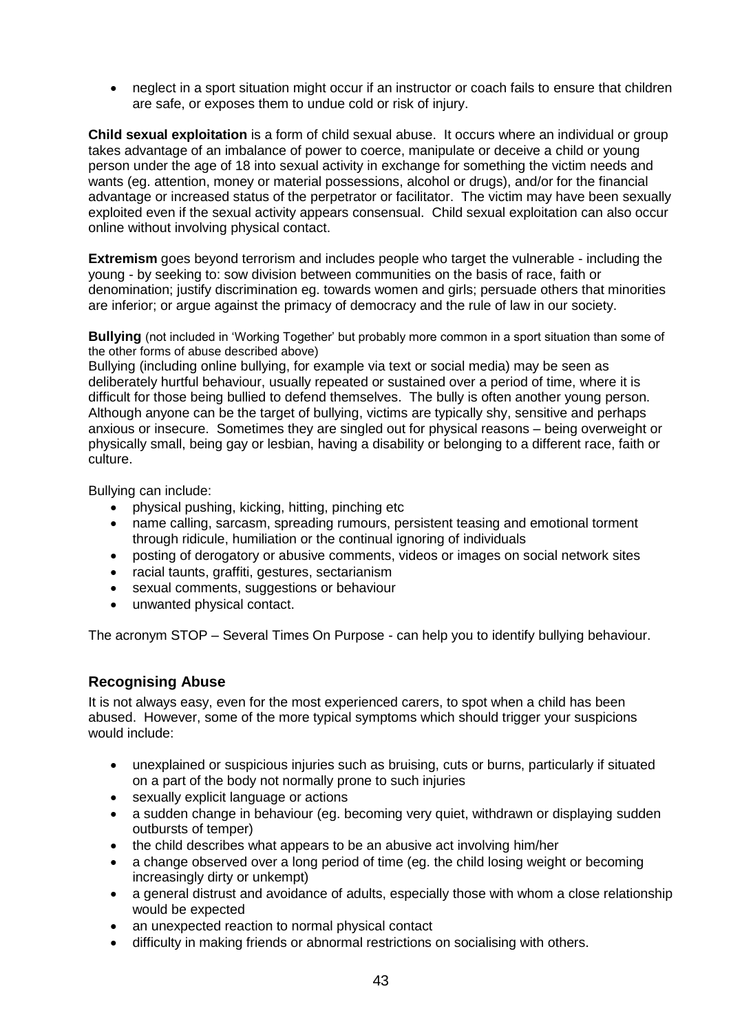- neglect in a sport situation might occur if an instructor or coach fails to ensure that children are safe, or exposes them to undue cold or risk of injury.

**Child sexual exploitation** is a form of child sexual abuse. It occurs where an individual or group takes advantage of an imbalance of power to coerce, manipulate or deceive a child or young person under the age of 18 into sexual activity in exchange for something the victim needs and wants (eg. attention, money or material possessions, alcohol or drugs), and/or for the financial advantage or increased status of the perpetrator or facilitator. The victim may have been sexually exploited even if the sexual activity appears consensual. Child sexual exploitation can also occur online without involving physical contact.

**Extremism** goes beyond terrorism and includes people who target the vulnerable - including the young - by seeking to: sow division between communities on the basis of race, faith or denomination; justify discrimination eg. towards women and girls; persuade others that minorities are inferior; or argue against the primacy of democracy and the rule of law in our society.

**Bullying** (not included in 'Working Together' but probably more common in a sport situation than some of the other forms of abuse described above)
Bullying (including online bullying, for example via text or social media) may be seen as deliberately hurtful behaviour, usually repeated or sustained over a period of time, where it is difficult for those being bullied to defend themselves. The bully is often another young person. Although anyone can be the target of bullying, victims are typically shy, sensitive and perhaps anxious or insecure. Sometimes they are singled out for physical reasons – being overweight or physically small, being gay or lesbian, having a disability or belonging to a different race, faith or culture.

Bullying can include:

- physical pushing, kicking, hitting, pinching etc
- name calling, sarcasm, spreading rumours, persistent teasing and emotional torment through ridicule, humiliation or the continual ignoring of individuals
- posting of derogatory or abusive comments, videos or images on social network sites
- racial taunts, graffiti, gestures, sectarianism
- sexual comments, suggestions or behaviour
- unwanted physical contact.

The acronym STOP – Several Times On Purpose - can help you to identify bullying behaviour.

## Recognising Abuse

It is not always easy, even for the most experienced carers, to spot when a child has been abused. However, some of the more typical symptoms which should trigger your suspicions would include:

- unexplained or suspicious injuries such as bruising, cuts or burns, particularly if situated on a part of the body not normally prone to such injuries
- sexually explicit language or actions
- a sudden change in behaviour (eg. becoming very quiet, withdrawn or displaying sudden outbursts of temper)
- the child describes what appears to be an abusive act involving him/her
- a change observed over a long period of time (eg. the child losing weight or becoming increasingly dirty or unkempt)
- a general distrust and avoidance of adults, especially those with whom a close relationship would be expected
- an unexpected reaction to normal physical contact
- difficulty in making friends or abnormal restrictions on socialising with others.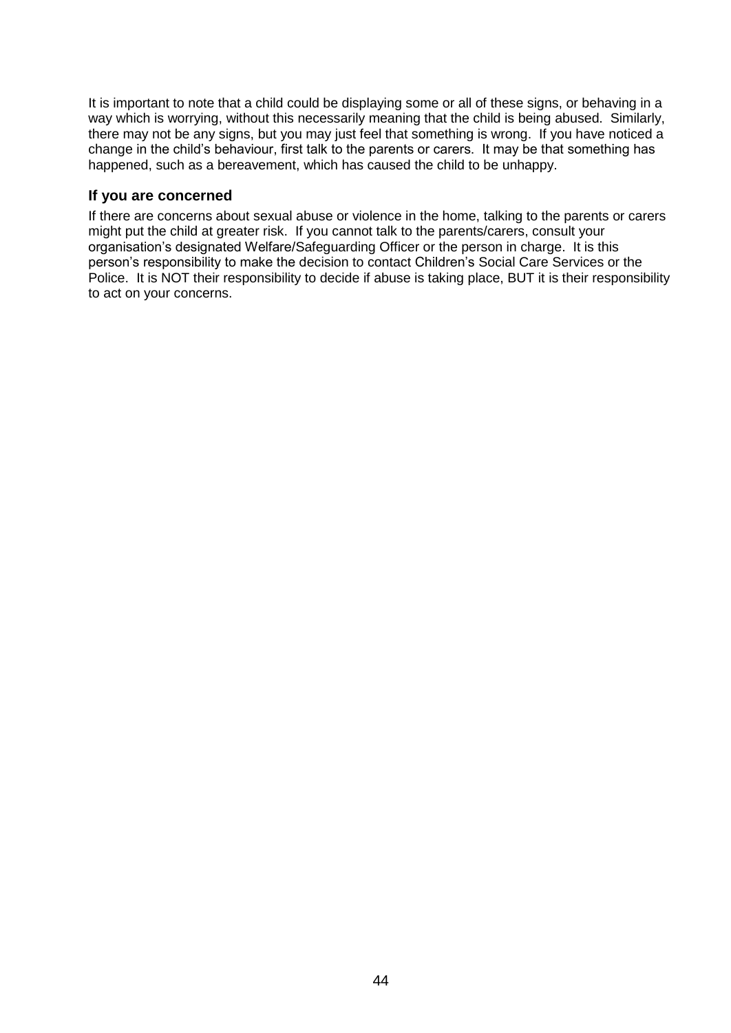It is important to note that a child could be displaying some or all of these signs, or behaving in a way which is worrying, without this necessarily meaning that the child is being abused. Similarly, there may not be any signs, but you may just feel that something is wrong. If you have noticed a change in the child's behaviour, first talk to the parents or carers. It may be that something has happened, such as a bereavement, which has caused the child to be unhappy.

### If you are concerned

If there are concerns about sexual abuse or violence in the home, talking to the parents or carers might put the child at greater risk. If you cannot talk to the parents/carers, consult your organisation's designated Welfare/Safeguarding Officer or the person in charge. It is this person's responsibility to make the decision to contact Children's Social Care Services or the Police. It is NOT their responsibility to decide if abuse is taking place, BUT it is their responsibility to act on your concerns.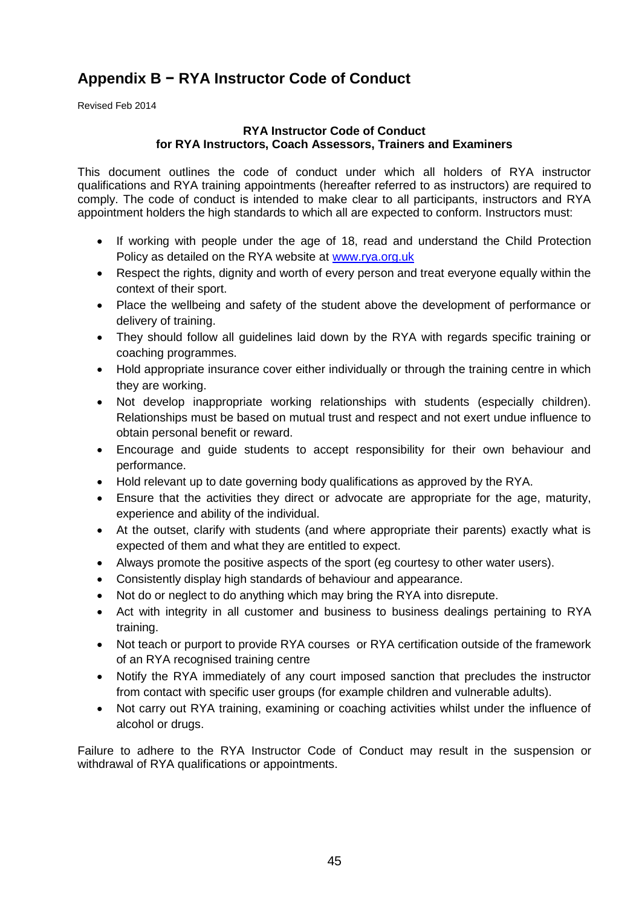## Appendix B − RYA Instructor Code of Conduct

Revised Feb 2014

**RYA Instructor Code of Conduct**
**for RYA Instructors, Coach Assessors, Trainers and Examiners**

This document outlines the code of conduct under which all holders of RYA instructor qualifications and RYA training appointments (hereafter referred to as instructors) are required to comply. The code of conduct is intended to make clear to all participants, instructors and RYA appointment holders the high standards to which all are expected to conform. Instructors must:

- If working with people under the age of 18, read and understand the Child Protection Policy as detailed on the RYA website at [www.rya.org.uk](http://www.rya.org.uk)
- Respect the rights, dignity and worth of every person and treat everyone equally within the context of their sport.
- Place the wellbeing and safety of the student above the development of performance or delivery of training.
- They should follow all guidelines laid down by the RYA with regards specific training or coaching programmes.
- Hold appropriate insurance cover either individually or through the training centre in which they are working.
- Not develop inappropriate working relationships with students (especially children). Relationships must be based on mutual trust and respect and not exert undue influence to obtain personal benefit or reward.
- Encourage and guide students to accept responsibility for their own behaviour and performance.
- Hold relevant up to date governing body qualifications as approved by the RYA.
- Ensure that the activities they direct or advocate are appropriate for the age, maturity, experience and ability of the individual.
- At the outset, clarify with students (and where appropriate their parents) exactly what is expected of them and what they are entitled to expect.
- Always promote the positive aspects of the sport (eg courtesy to other water users).
- Consistently display high standards of behaviour and appearance.
- Not do or neglect to do anything which may bring the RYA into disrepute.
- Act with integrity in all customer and business to business dealings pertaining to RYA training.
- Not teach or purport to provide RYA courses or RYA certification outside of the framework of an RYA recognised training centre
- Notify the RYA immediately of any court imposed sanction that precludes the instructor from contact with specific user groups (for example children and vulnerable adults).
- Not carry out RYA training, examining or coaching activities whilst under the influence of alcohol or drugs.

Failure to adhere to the RYA Instructor Code of Conduct may result in the suspension or withdrawal of RYA qualifications or appointments.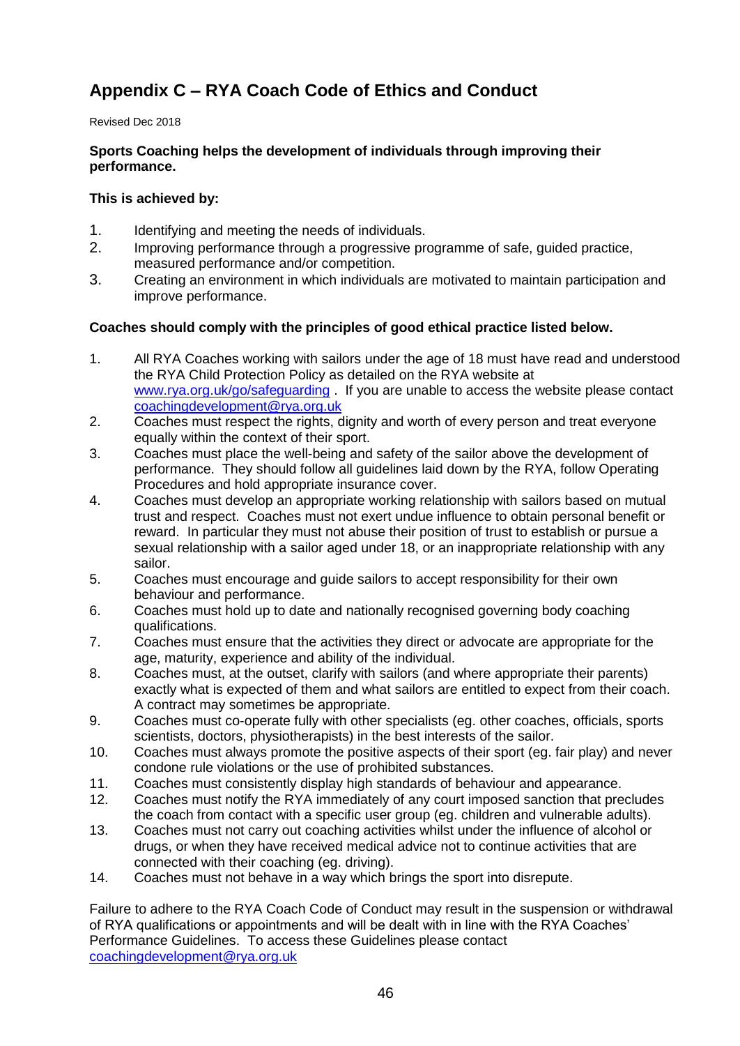# Appendix C – RYA Coach Code of Ethics and Conduct

Revised Dec 2018

**Sports Coaching helps the development of individuals through improving their performance.**

**This is achieved by:**

1. Identifying and meeting the needs of individuals.
2. Improving performance through a progressive programme of safe, guided practice, measured performance and/or competition.
3. Creating an environment in which individuals are motivated to maintain participation and improve performance.

**Coaches should comply with the principles of good ethical practice listed below.**

1. All RYA Coaches working with sailors under the age of 18 must have read and understood the RYA Child Protection Policy as detailed on the RYA website at www.rya.org.uk/go/safeguarding . If you are unable to access the website please contact coachingdevelopment@rya.org.uk
2. Coaches must respect the rights, dignity and worth of every person and treat everyone equally within the context of their sport.
3. Coaches must place the well-being and safety of the sailor above the development of performance. They should follow all guidelines laid down by the RYA, follow Operating Procedures and hold appropriate insurance cover.
4. Coaches must develop an appropriate working relationship with sailors based on mutual trust and respect. Coaches must not exert undue influence to obtain personal benefit or reward. In particular they must not abuse their position of trust to establish or pursue a sexual relationship with a sailor aged under 18, or an inappropriate relationship with any sailor.
5. Coaches must encourage and guide sailors to accept responsibility for their own behaviour and performance.
6. Coaches must hold up to date and nationally recognised governing body coaching qualifications.
7. Coaches must ensure that the activities they direct or advocate are appropriate for the age, maturity, experience and ability of the individual.
8. Coaches must, at the outset, clarify with sailors (and where appropriate their parents) exactly what is expected of them and what sailors are entitled to expect from their coach. A contract may sometimes be appropriate.
9. Coaches must co-operate fully with other specialists (eg. other coaches, officials, sports scientists, doctors, physiotherapists) in the best interests of the sailor.
10. Coaches must always promote the positive aspects of their sport (eg. fair play) and never condone rule violations or the use of prohibited substances.
11. Coaches must consistently display high standards of behaviour and appearance.
12. Coaches must notify the RYA immediately of any court imposed sanction that precludes the coach from contact with a specific user group (eg. children and vulnerable adults).
13. Coaches must not carry out coaching activities whilst under the influence of alcohol or drugs, or when they have received medical advice not to continue activities that are connected with their coaching (eg. driving).
14. Coaches must not behave in a way which brings the sport into disrepute.

Failure to adhere to the RYA Coach Code of Conduct may result in the suspension or withdrawal of RYA qualifications or appointments and will be dealt with in line with the RYA Coaches' Performance Guidelines. To access these Guidelines please contact coachingdevelopment@rya.org.uk